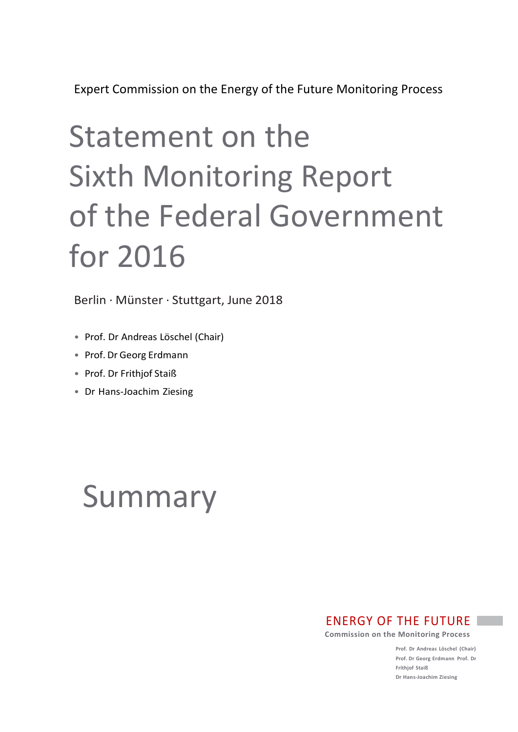Expert Commission on the Energy of the Future Monitoring Process

# Statement on the Sixth Monitoring Report of the Federal Government for 2016

Berlin · Münster · Stuttgart, June 2018

- Prof. Dr Andreas Löschel (Chair)
- Prof. Dr Georg Erdmann
- Prof. Dr Frithjof Staiß
- Dr Hans-Joachim Ziesing

# Summary

ENERGY OF THE FUTURE

Commission on the Monitoring Process

Prof. Dr Andreas Löschel (Chair)
Prof. Dr Georg Erdmann Prof. Dr Frithjof Staiß
Dr Hans-Joachim Ziesing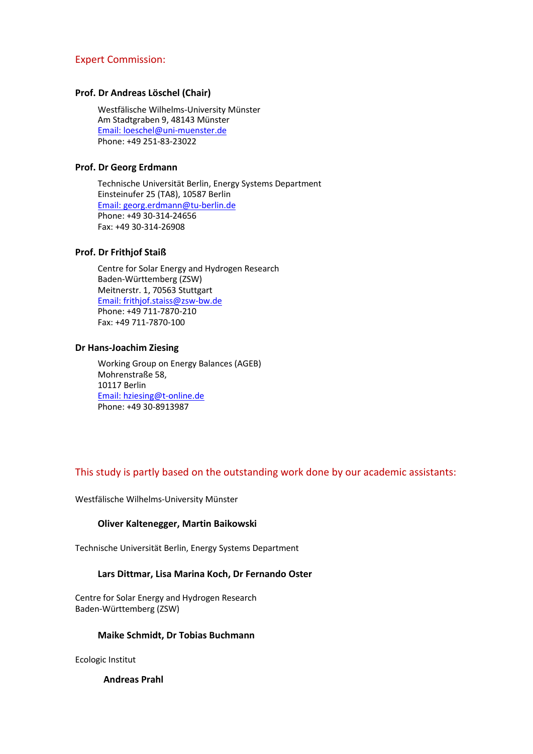## Expert Commission:

### Prof. Dr Andreas Löschel (Chair)

Westfälische Wilhelms-University Münster
Am Stadtgraben 9, 48143 Münster
Email: loeschel@uni-muenster.de
Phone: +49 251-83-23022

### Prof. Dr Georg Erdmann

Technische Universität Berlin, Energy Systems Department
Einsteinufer 25 (TA8), 10587 Berlin
Email: georg.erdmann@tu-berlin.de
Phone: +49 30-314-24656
Fax: +49 30-314-26908

### Prof. Dr Frithjof Staiß

Centre for Solar Energy and Hydrogen Research
Baden-Württemberg (ZSW)
Meitnerstr. 1, 70563 Stuttgart
Email: frithjof.staiss@zsw-bw.de
Phone: +49 711-7870-210
Fax: +49 711-7870-100

### Dr Hans-Joachim Ziesing

Working Group on Energy Balances (AGEB)
Mohrenstraße 58,
10117 Berlin
Email: hziesing@t-online.de
Phone: +49 30-8913987

## This study is partly based on the outstanding work done by our academic assistants:

Westfälische Wilhelms-University Münster

**Oliver Kaltenegger, Martin Baikowski**

Technische Universität Berlin, Energy Systems Department

**Lars Dittmar, Lisa Marina Koch, Dr Fernando Oster**

Centre for Solar Energy and Hydrogen Research
Baden-Württemberg (ZSW)

**Maike Schmidt, Dr Tobias Buchmann**

Ecologic Institut

**Andreas Prahl**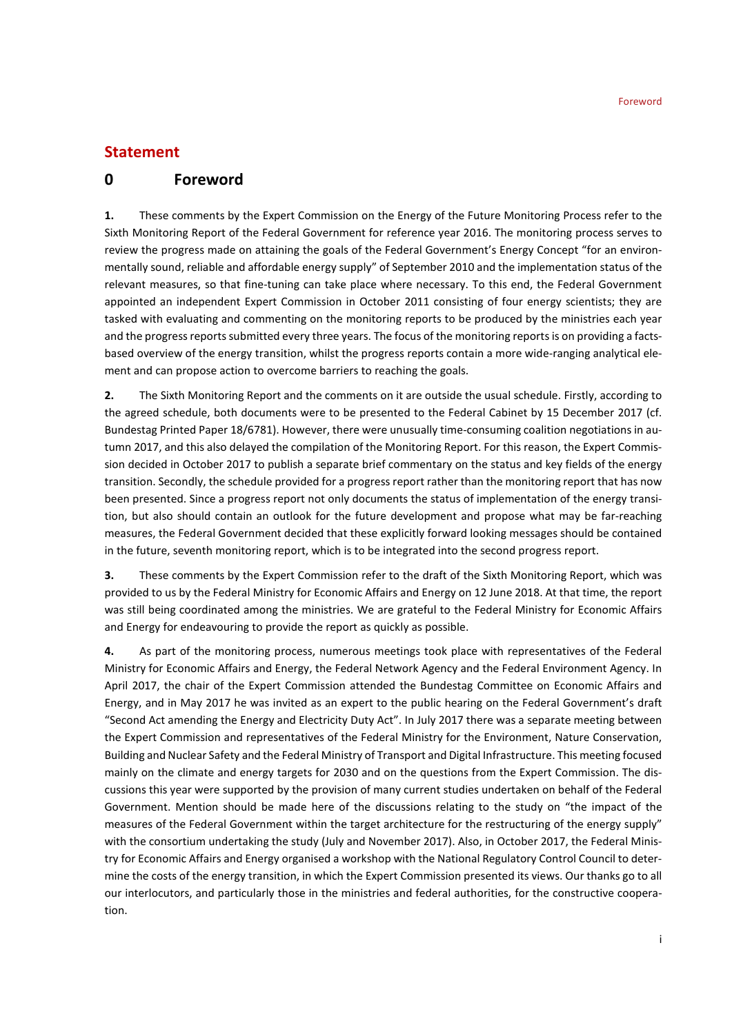# Statement

## 0 Foreword

**1.** These comments by the Expert Commission on the Energy of the Future Monitoring Process refer to the Sixth Monitoring Report of the Federal Government for reference year 2016. The monitoring process serves to review the progress made on attaining the goals of the Federal Government's Energy Concept "for an environmentally sound, reliable and affordable energy supply" of September 2010 and the implementation status of the relevant measures, so that fine-tuning can take place where necessary. To this end, the Federal Government appointed an independent Expert Commission in October 2011 consisting of four energy scientists; they are tasked with evaluating and commenting on the monitoring reports to be produced by the ministries each year and the progress reports submitted every three years. The focus of the monitoring reports is on providing a facts-based overview of the energy transition, whilst the progress reports contain a more wide-ranging analytical element and can propose action to overcome barriers to reaching the goals.

**2.** The Sixth Monitoring Report and the comments on it are outside the usual schedule. Firstly, according to the agreed schedule, both documents were to be presented to the Federal Cabinet by 15 December 2017 (cf. Bundestag Printed Paper 18/6781). However, there were unusually time-consuming coalition negotiations in autumn 2017, and this also delayed the compilation of the Monitoring Report. For this reason, the Expert Commission decided in October 2017 to publish a separate brief commentary on the status and key fields of the energy transition. Secondly, the schedule provided for a progress report rather than the monitoring report that has now been presented. Since a progress report not only documents the status of implementation of the energy transition, but also should contain an outlook for the future development and propose what may be far-reaching measures, the Federal Government decided that these explicitly forward looking messages should be contained in the future, seventh monitoring report, which is to be integrated into the second progress report.

**3.** These comments by the Expert Commission refer to the draft of the Sixth Monitoring Report, which was provided to us by the Federal Ministry for Economic Affairs and Energy on 12 June 2018. At that time, the report was still being coordinated among the ministries. We are grateful to the Federal Ministry for Economic Affairs and Energy for endeavouring to provide the report as quickly as possible.

**4.** As part of the monitoring process, numerous meetings took place with representatives of the Federal Ministry for Economic Affairs and Energy, the Federal Network Agency and the Federal Environment Agency. In April 2017, the chair of the Expert Commission attended the Bundestag Committee on Economic Affairs and Energy, and in May 2017 he was invited as an expert to the public hearing on the Federal Government's draft "Second Act amending the Energy and Electricity Duty Act". In July 2017 there was a separate meeting between the Expert Commission and representatives of the Federal Ministry for the Environment, Nature Conservation, Building and Nuclear Safety and the Federal Ministry of Transport and Digital Infrastructure. This meeting focused mainly on the climate and energy targets for 2030 and on the questions from the Expert Commission. The discussions this year were supported by the provision of many current studies undertaken on behalf of the Federal Government. Mention should be made here of the discussions relating to the study on "the impact of the measures of the Federal Government within the target architecture for the restructuring of the energy supply" with the consortium undertaking the study (July and November 2017). Also, in October 2017, the Federal Ministry for Economic Affairs and Energy organised a workshop with the National Regulatory Control Council to determine the costs of the energy transition, in which the Expert Commission presented its views. Our thanks go to all our interlocutors, and particularly those in the ministries and federal authorities, for the constructive cooperation.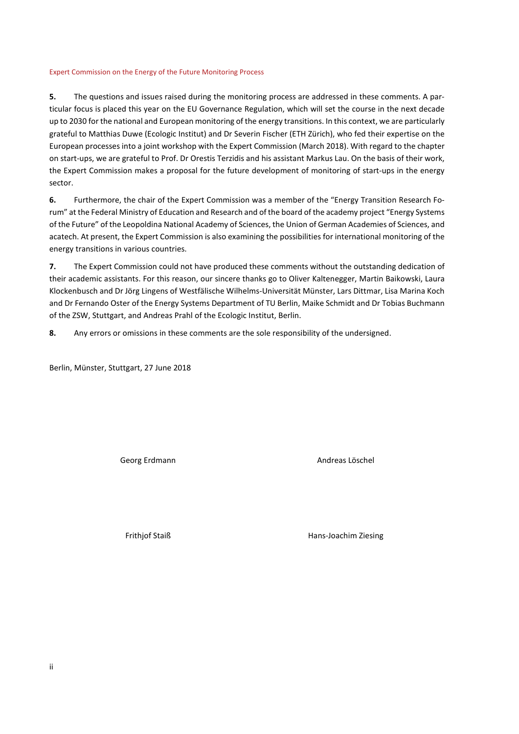**5.** The questions and issues raised during the monitoring process are addressed in these comments. A particular focus is placed this year on the EU Governance Regulation, which will set the course in the next decade up to 2030 for the national and European monitoring of the energy transitions. In this context, we are particularly grateful to Matthias Duwe (Ecologic Institut) and Dr Severin Fischer (ETH Zürich), who fed their expertise on the European processes into a joint workshop with the Expert Commission (March 2018). With regard to the chapter on start-ups, we are grateful to Prof. Dr Orestis Terzidis and his assistant Markus Lau. On the basis of their work, the Expert Commission makes a proposal for the future development of monitoring of start-ups in the energy sector.

**6.** Furthermore, the chair of the Expert Commission was a member of the "Energy Transition Research Forum" at the Federal Ministry of Education and Research and of the board of the academy project "Energy Systems of the Future" of the Leopoldina National Academy of Sciences, the Union of German Academies of Sciences, and acatech. At present, the Expert Commission is also examining the possibilities for international monitoring of the energy transitions in various countries.

**7.** The Expert Commission could not have produced these comments without the outstanding dedication of their academic assistants. For this reason, our sincere thanks go to Oliver Kaltenegger, Martin Baikowski, Laura Klockenbusch and Dr Jörg Lingens of Westfälische Wilhelms-Universität Münster, Lars Dittmar, Lisa Marina Koch and Dr Fernando Oster of the Energy Systems Department of TU Berlin, Maike Schmidt and Dr Tobias Buchmann of the ZSW, Stuttgart, and Andreas Prahl of the Ecologic Institut, Berlin.

**8.** Any errors or omissions in these comments are the sole responsibility of the undersigned.

Berlin, Münster, Stuttgart, 27 June 2018

Georg Erdmann

Andreas Löschel

Frithjof Staiß

Hans-Joachim Ziesing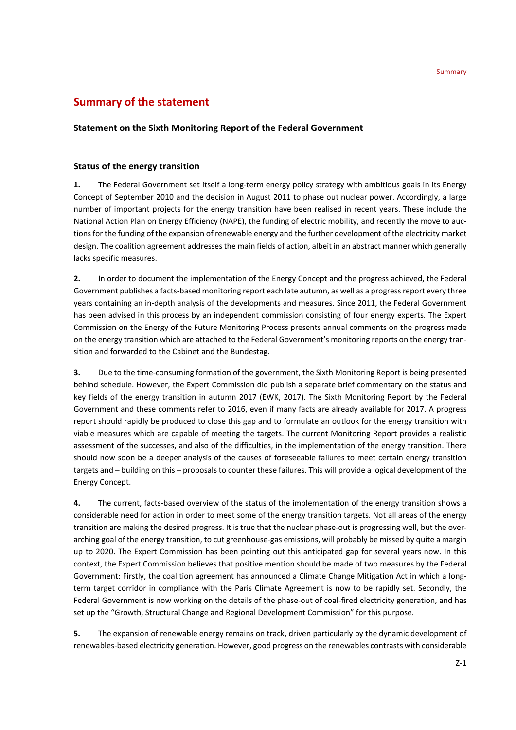# Summary of the statement

## Statement on the Sixth Monitoring Report of the Federal Government

### Status of the energy transition

**1.** The Federal Government set itself a long-term energy policy strategy with ambitious goals in its Energy Concept of September 2010 and the decision in August 2011 to phase out nuclear power. Accordingly, a large number of important projects for the energy transition have been realised in recent years. These include the National Action Plan on Energy Efficiency (NAPE), the funding of electric mobility, and recently the move to auctions for the funding of the expansion of renewable energy and the further development of the electricity market design. The coalition agreement addresses the main fields of action, albeit in an abstract manner which generally lacks specific measures.

**2.** In order to document the implementation of the Energy Concept and the progress achieved, the Federal Government publishes a facts-based monitoring report each late autumn, as well as a progress report every three years containing an in-depth analysis of the developments and measures. Since 2011, the Federal Government has been advised in this process by an independent commission consisting of four energy experts. The Expert Commission on the Energy of the Future Monitoring Process presents annual comments on the progress made on the energy transition which are attached to the Federal Government's monitoring reports on the energy transition and forwarded to the Cabinet and the Bundestag.

**3.** Due to the time-consuming formation of the government, the Sixth Monitoring Report is being presented behind schedule. However, the Expert Commission did publish a separate brief commentary on the status and key fields of the energy transition in autumn 2017 (EWK, 2017). The Sixth Monitoring Report by the Federal Government and these comments refer to 2016, even if many facts are already available for 2017. A progress report should rapidly be produced to close this gap and to formulate an outlook for the energy transition with viable measures which are capable of meeting the targets. The current Monitoring Report provides a realistic assessment of the successes, and also of the difficulties, in the implementation of the energy transition. There should now soon be a deeper analysis of the causes of foreseeable failures to meet certain energy transition targets and – building on this – proposals to counter these failures. This will provide a logical development of the Energy Concept.

**4.** The current, facts-based overview of the status of the implementation of the energy transition shows a considerable need for action in order to meet some of the energy transition targets. Not all areas of the energy transition are making the desired progress. It is true that the nuclear phase-out is progressing well, but the overarching goal of the energy transition, to cut greenhouse-gas emissions, will probably be missed by quite a margin up to 2020. The Expert Commission has been pointing out this anticipated gap for several years now. In this context, the Expert Commission believes that positive mention should be made of two measures by the Federal Government: Firstly, the coalition agreement has announced a Climate Change Mitigation Act in which a long-term target corridor in compliance with the Paris Climate Agreement is now to be rapidly set. Secondly, the Federal Government is now working on the details of the phase-out of coal-fired electricity generation, and has set up the "Growth, Structural Change and Regional Development Commission" for this purpose.

**5.** The expansion of renewable energy remains on track, driven particularly by the dynamic development of renewables-based electricity generation. However, good progress on the renewables contrasts with considerable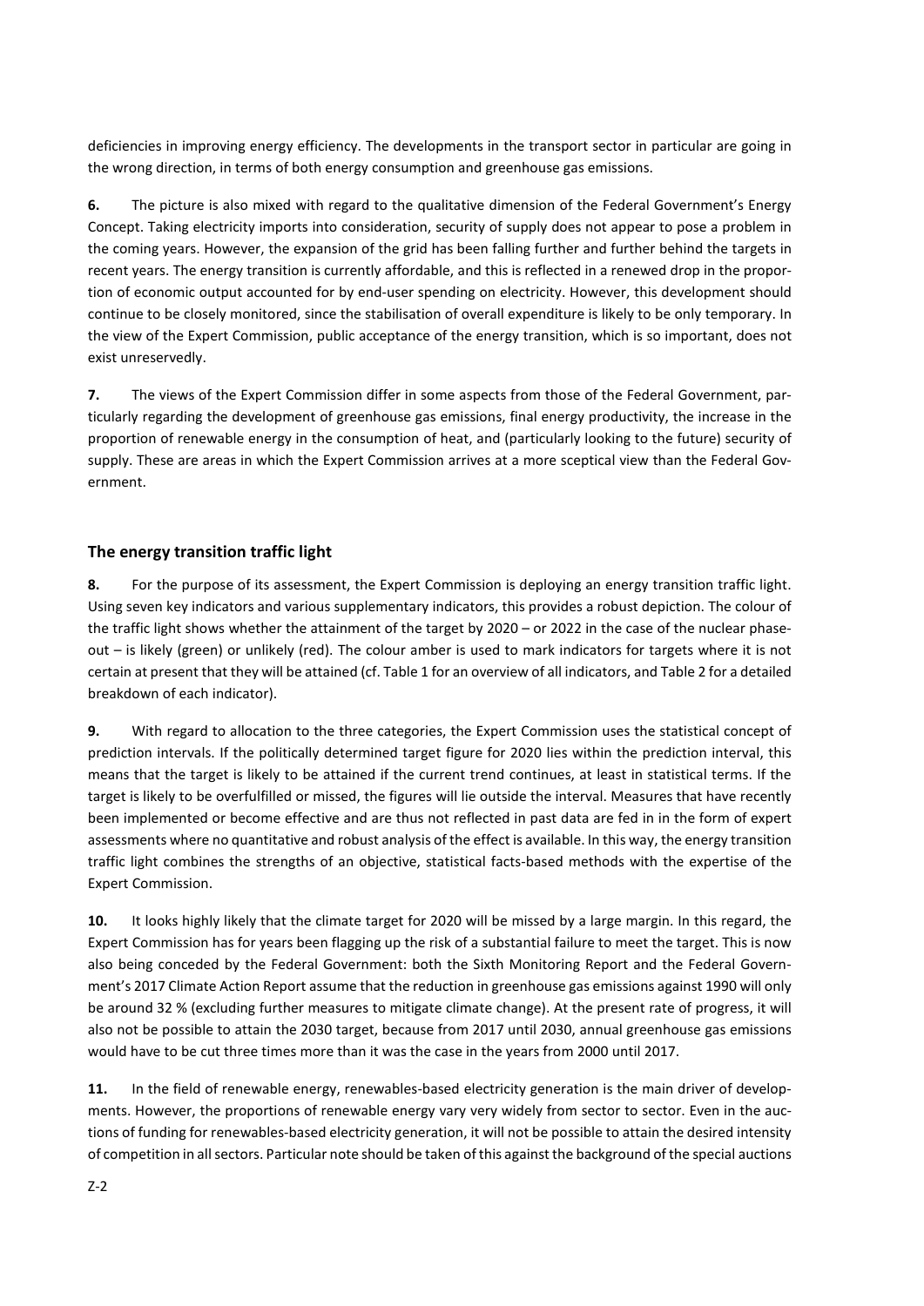deficiencies in improving energy efficiency. The developments in the transport sector in particular are going in the wrong direction, in terms of both energy consumption and greenhouse gas emissions.

**6.** The picture is also mixed with regard to the qualitative dimension of the Federal Government's Energy Concept. Taking electricity imports into consideration, security of supply does not appear to pose a problem in the coming years. However, the expansion of the grid has been falling further and further behind the targets in recent years. The energy transition is currently affordable, and this is reflected in a renewed drop in the proportion of economic output accounted for by end-user spending on electricity. However, this development should continue to be closely monitored, since the stabilisation of overall expenditure is likely to be only temporary. In the view of the Expert Commission, public acceptance of the energy transition, which is so important, does not exist unreservedly.

**7.** The views of the Expert Commission differ in some aspects from those of the Federal Government, particularly regarding the development of greenhouse gas emissions, final energy productivity, the increase in the proportion of renewable energy in the consumption of heat, and (particularly looking to the future) security of supply. These are areas in which the Expert Commission arrives at a more sceptical view than the Federal Government.

## The energy transition traffic light

**8.** For the purpose of its assessment, the Expert Commission is deploying an energy transition traffic light. Using seven key indicators and various supplementary indicators, this provides a robust depiction. The colour of the traffic light shows whether the attainment of the target by 2020 – or 2022 in the case of the nuclear phase-out – is likely (green) or unlikely (red). The colour amber is used to mark indicators for targets where it is not certain at present that they will be attained (cf. Table 1 for an overview of all indicators, and Table 2 for a detailed breakdown of each indicator).

**9.** With regard to allocation to the three categories, the Expert Commission uses the statistical concept of prediction intervals. If the politically determined target figure for 2020 lies within the prediction interval, this means that the target is likely to be attained if the current trend continues, at least in statistical terms. If the target is likely to be overfulfilled or missed, the figures will lie outside the interval. Measures that have recently been implemented or become effective and are thus not reflected in past data are fed in in the form of expert assessments where no quantitative and robust analysis of the effect is available. In this way, the energy transition traffic light combines the strengths of an objective, statistical facts-based methods with the expertise of the Expert Commission.

**10.** It looks highly likely that the climate target for 2020 will be missed by a large margin. In this regard, the Expert Commission has for years been flagging up the risk of a substantial failure to meet the target. This is now also being conceded by the Federal Government: both the Sixth Monitoring Report and the Federal Government's 2017 Climate Action Report assume that the reduction in greenhouse gas emissions against 1990 will only be around 32 % (excluding further measures to mitigate climate change). At the present rate of progress, it will also not be possible to attain the 2030 target, because from 2017 until 2030, annual greenhouse gas emissions would have to be cut three times more than it was the case in the years from 2000 until 2017.

**11.** In the field of renewable energy, renewables-based electricity generation is the main driver of developments. However, the proportions of renewable energy vary very widely from sector to sector. Even in the auctions of funding for renewables-based electricity generation, it will not be possible to attain the desired intensity of competition in all sectors. Particular note should be taken of this against the background of the special auctions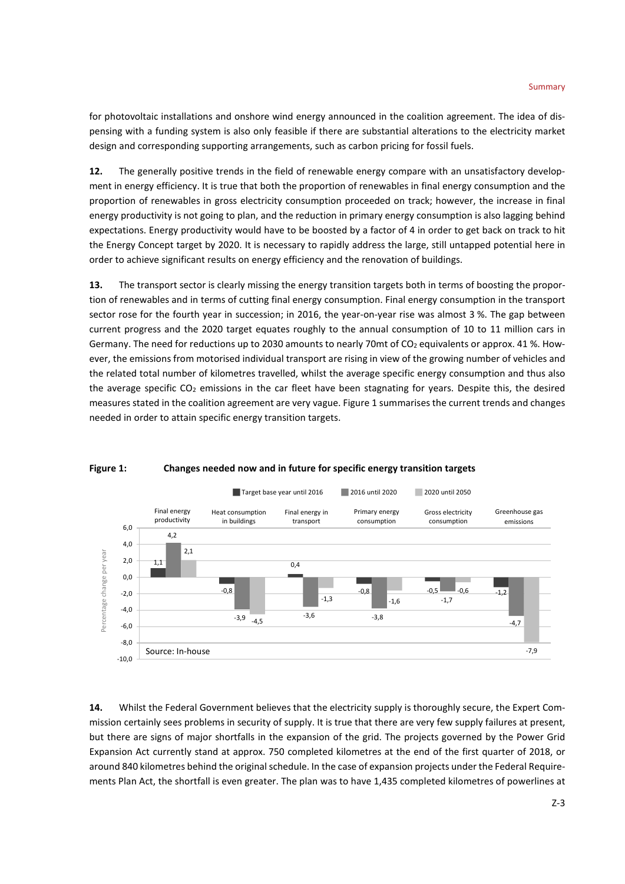for photovoltaic installations and onshore wind energy announced in the coalition agreement. The idea of dispensing with a funding system is also only feasible if there are substantial alterations to the electricity market design and corresponding supporting arrangements, such as carbon pricing for fossil fuels.

**12.** The generally positive trends in the field of renewable energy compare with an unsatisfactory development in energy efficiency. It is true that both the proportion of renewables in final energy consumption and the proportion of renewables in gross electricity consumption proceeded on track; however, the increase in final energy productivity is not going to plan, and the reduction in primary energy consumption is also lagging behind expectations. Energy productivity would have to be boosted by a factor of 4 in order to get back on track to hit the Energy Concept target by 2020. It is necessary to rapidly address the large, still untapped potential here in order to achieve significant results on energy efficiency and the renovation of buildings.

**13.** The transport sector is clearly missing the energy transition targets both in terms of boosting the proportion of renewables and in terms of cutting final energy consumption. Final energy consumption in the transport sector rose for the fourth year in succession; in 2016, the year-on-year rise was almost 3 %. The gap between current progress and the 2020 target equates roughly to the annual consumption of 10 to 11 million cars in Germany. The need for reductions up to 2030 amounts to nearly 70mt of $CO_2$ equivalents or approx. 41 %. However, the emissions from motorised individual transport are rising in view of the growing number of vehicles and the related total number of kilometres travelled, whilst the average specific energy consumption and thus also the average specific $CO_2$ emissions in the car fleet have been stagnating for years. Despite this, the desired measures stated in the coalition agreement are very vague. Figure 1 summarises the current trends and changes needed in order to attain specific energy transition targets.

**Figure 1: Changes needed now and in future for specific energy transition targets**

Target base year until 2016
2016 until 2020
2020 until 2050

Percentage change per year

Final energy productivity: 1,1 / 4,2 / 2,1
Heat consumption in buildings: -0,8 / -3,9 / -4,5
Final energy in transport: 0,4 / -3,6 / -1,3
Primary energy consumption: -0,8 / -3,8 / -1,6
Gross electricity consumption: -0,5 / -1,7 / -0,6
Greenhouse gas emissions: -1,2 / -4,7 / -7,9

Source: In-house

**14.** Whilst the Federal Government believes that the electricity supply is thoroughly secure, the Expert Commission certainly sees problems in security of supply. It is true that there are very few supply failures at present, but there are signs of major shortfalls in the expansion of the grid. The projects governed by the Power Grid Expansion Act currently stand at approx. 750 completed kilometres at the end of the first quarter of 2018, or around 840 kilometres behind the original schedule. In the case of expansion projects under the Federal Requirements Plan Act, the shortfall is even greater. The plan was to have 1,435 completed kilometres of powerlines at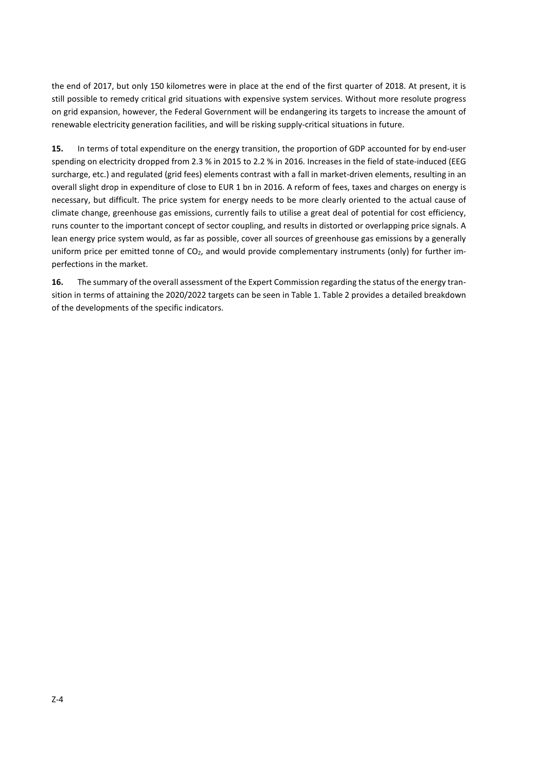the end of 2017, but only 150 kilometres were in place at the end of the first quarter of 2018. At present, it is still possible to remedy critical grid situations with expensive system services. Without more resolute progress on grid expansion, however, the Federal Government will be endangering its targets to increase the amount of renewable electricity generation facilities, and will be risking supply-critical situations in future.

**15.** In terms of total expenditure on the energy transition, the proportion of GDP accounted for by end-user spending on electricity dropped from 2.3 % in 2015 to 2.2 % in 2016. Increases in the field of state-induced (EEG surcharge, etc.) and regulated (grid fees) elements contrast with a fall in market-driven elements, resulting in an overall slight drop in expenditure of close to EUR 1 bn in 2016. A reform of fees, taxes and charges on energy is necessary, but difficult. The price system for energy needs to be more clearly oriented to the actual cause of climate change, greenhouse gas emissions, currently fails to utilise a great deal of potential for cost efficiency, runs counter to the important concept of sector coupling, and results in distorted or overlapping price signals. A lean energy price system would, as far as possible, cover all sources of greenhouse gas emissions by a generally uniform price per emitted tonne of $CO_2$, and would provide complementary instruments (only) for further imperfections in the market.

**16.** The summary of the overall assessment of the Expert Commission regarding the status of the energy transition in terms of attaining the 2020/2022 targets can be seen in Table 1. Table 2 provides a detailed breakdown of the developments of the specific indicators.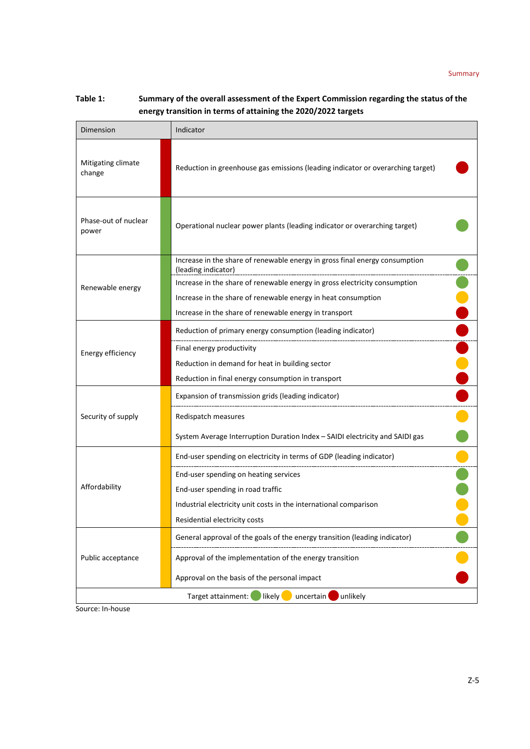**Table 1: Summary of the overall assessment of the Expert Commission regarding the status of the energy transition in terms of attaining the 2020/2022 targets**

| Dimension | Dimension rating | Indicator | Target attainment |
|---|---|---|---|
| Mitigating climate change | unlikely (red) | Reduction in greenhouse gas emissions (leading indicator or overarching target) | unlikely (red) |
| Phase-out of nuclear power | likely (green) | Operational nuclear power plants (leading indicator or overarching target) | likely (green) |
| Renewable energy | likely (green) | Increase in the share of renewable energy in gross final energy consumption (leading indicator) | likely (green) |
| | | Increase in the share of renewable energy in gross electricity consumption | likely (green) |
| | | Increase in the share of renewable energy in heat consumption | uncertain (yellow) |
| | | Increase in the share of renewable energy in transport | unlikely (red) |
| Energy efficiency | unlikely (red) | Reduction of primary energy consumption (leading indicator) | unlikely (red) |
| | | Final energy productivity | unlikely (red) |
| | | Reduction in demand for heat in building sector | uncertain (yellow) |
| | | Reduction in final energy consumption in transport | unlikely (red) |
| Security of supply | uncertain (yellow) | Expansion of transmission grids (leading indicator) | unlikely (red) |
| | | Redispatch measures | uncertain (yellow) |
| | | System Average Interruption Duration Index – SAIDI electricity and SAIDI gas | likely (green) |
| Affordability | uncertain (yellow) | End-user spending on electricity in terms of GDP (leading indicator) | uncertain (yellow) |
| | | End-user spending on heating services | likely (green) |
| | | End-user spending in road traffic | likely (green) |
| | | Industrial electricity unit costs in the international comparison | uncertain (yellow) |
| | | Residential electricity costs | uncertain (yellow) |
| Public acceptance | uncertain (yellow) | General approval of the goals of the energy transition (leading indicator) | likely (green) |
| | | Approval of the implementation of the energy transition | uncertain (yellow) |
| | | Approval on the basis of the personal impact | unlikely (red) |

Target attainment: likely (green), uncertain (yellow), unlikely (red)

Source: In-house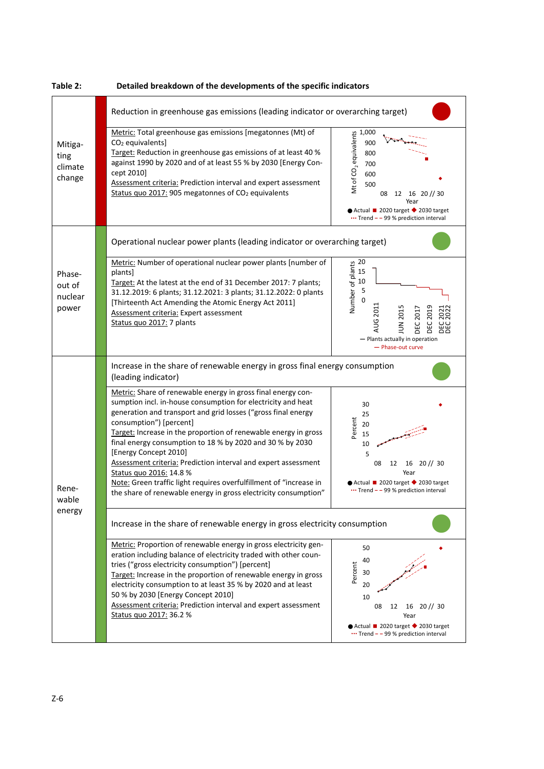**Table 2: Detailed breakdown of the developments of the specific indicators**

| | | |
|---|---|---|
| Mitigating climate change | **Reduction in greenhouse gas emissions (leading indicator or overarching target)** | |
| | Metric: Total greenhouse gas emissions [megatonnes (Mt) of $CO_2$ equivalents]<br>Target: Reduction in greenhouse gas emissions of at least 40 % against 1990 by 2020 and of at least 55 % by 2030 [Energy Concept 2010]<br>Assessment criteria: Prediction interval and expert assessment<br>Status quo 2017: 905 megatonnes of $CO_2$ equivalents | Mt of $CO_2$ equivalents<br>1,000<br>900<br>800<br>700<br>600<br>500<br>08 12 16 20 // 30<br>Year<br>● Actual ■ 2020 target ◆ 2030 target<br>··· Trend – – 99 % prediction interval |
| Phase-out of nuclear power | **Operational nuclear power plants (leading indicator or overarching target)** | |
| | Metric: Number of operational nuclear power plants [number of plants]<br>Target: At the latest at the end of 31 December 2017: 7 plants; 31.12.2019: 6 plants; 31.12.2021: 3 plants; 31.12.2022: 0 plants [Thirteenth Act Amending the Atomic Energy Act 2011]<br>Assessment criteria: Expert assessment<br>Status quo 2017: 7 plants | Number of plants<br>20<br>15<br>10<br>5<br>0<br>AUG 2011 JUN 2015 DEC 2017 DEC 2019 DEC 2021 DEC 2022<br>— Plants actually in operation<br>— Phase-out curve |
| Renewable energy | **Increase in the share of renewable energy in gross final energy consumption (leading indicator)** | |
| | Metric: Share of renewable energy in gross final energy consumption incl. in-house consumption for electricity and heat generation and transport and grid losses ("gross final energy consumption") [percent]<br>Target: Increase in the proportion of renewable energy in gross final energy consumption to 18 % by 2020 and 30 % by 2030 [Energy Concept 2010]<br>Assessment criteria: Prediction interval and expert assessment<br>Status quo 2016: 14.8 %<br>Note: Green traffic light requires overfulfillment of "increase in the share of renewable energy in gross electricity consumption" | Percent<br>30<br>25<br>20<br>15<br>10<br>5<br>08 12 16 20 // 30<br>Year<br>● Actual ■ 2020 target ◆ 2030 target<br>··· Trend – – 99 % prediction interval |
| | **Increase in the share of renewable energy in gross electricity consumption** | |
| | Metric: Proportion of renewable energy in gross electricity generation including balance of electricity traded with other countries ("gross electricity consumption") [percent]<br>Target: Increase in the proportion of renewable energy in gross electricity consumption to at least 35 % by 2020 and at least 50 % by 2030 [Energy Concept 2010]<br>Assessment criteria: Prediction interval and expert assessment<br>Status quo 2017: 36.2 % | Percent<br>50<br>40<br>30<br>20<br>10<br>08 12 16 20 // 30<br>Year<br>● Actual ■ 2020 target ◆ 2030 target<br>··· Trend – – 99 % prediction interval |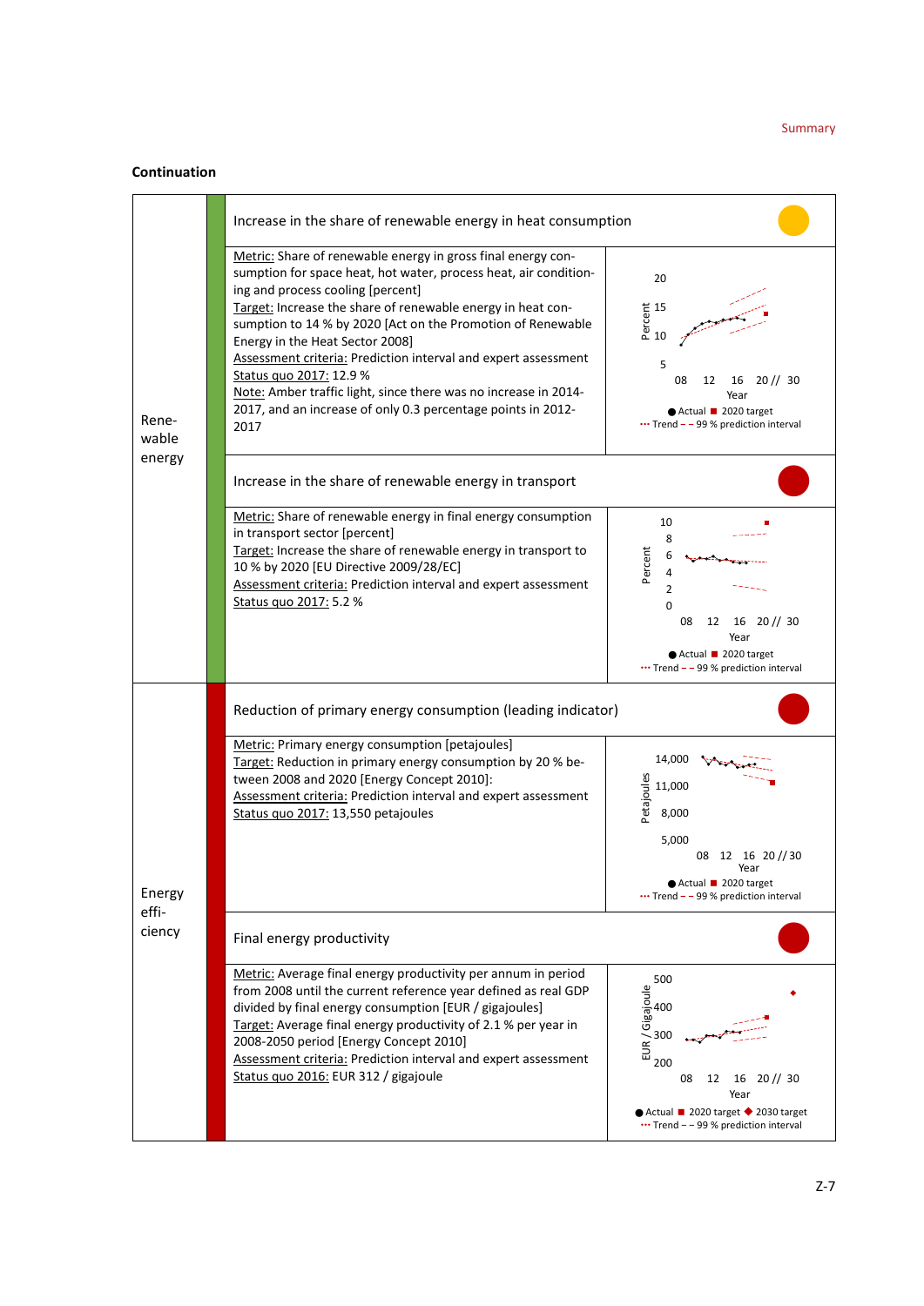**Continuation**

| | | |
|---|---|---|
| Rene­wable energy | **Increase in the share of renewable energy in heat consumption** | |
| | Metric: Share of renewable energy in gross final energy consumption for space heat, hot water, process heat, air conditioning and process cooling [percent]<br>Target: Increase the share of renewable energy in heat consumption to 14 % by 2020 [Act on the Promotion of Renewable Energy in the Heat Sector 2008]<br>Assessment criteria: Prediction interval and expert assessment<br>Status quo 2017: 12.9 %<br>Note: Amber traffic light, since there was no increase in 2014-2017, and an increase of only 0.3 percentage points in 2012-2017 | 20<br>15<br>10<br>5<br>Percent<br>08 12 16 20 // 30<br>Year<br>● Actual ■ 2020 target<br>··· Trend – – 99 % prediction interval |
| | **Increase in the share of renewable energy in transport** | |
| | Metric: Share of renewable energy in final energy consumption in transport sector [percent]<br>Target: Increase the share of renewable energy in transport to 10 % by 2020 [EU Directive 2009/28/EC]<br>Assessment criteria: Prediction interval and expert assessment<br>Status quo 2017: 5.2 % | 10<br>8<br>6<br>4<br>2<br>0<br>Percent<br>08 12 16 20 // 30<br>Year<br>● Actual ■ 2020 target<br>··· Trend – – 99 % prediction interval |
| Energy effi­ciency | **Reduction of primary energy consumption (leading indicator)** | |
| | Metric: Primary energy consumption [petajoules]<br>Target: Reduction in primary energy consumption by 20 % between 2008 and 2020 [Energy Concept 2010]:<br>Assessment criteria: Prediction interval and expert assessment<br>Status quo 2017: 13,550 petajoules | 14,000<br>11,000<br>8,000<br>5,000<br>Petajoules<br>08 12 16 20 // 30<br>Year<br>● Actual ■ 2020 target<br>··· Trend – – 99 % prediction interval |
| | **Final energy productivity** | |
| | Metric: Average final energy productivity per annum in period from 2008 until the current reference year defined as real GDP divided by final energy consumption [EUR / gigajoules]<br>Target: Average final energy productivity of 2.1 % per year in 2008-2050 period [Energy Concept 2010]<br>Assessment criteria: Prediction interval and expert assessment<br>Status quo 2016: EUR 312 / gigajoule | 500<br>400<br>300<br>200<br>EUR / Gigajoule<br>08 12 16 20 // 30<br>Year<br>● Actual ■ 2020 target ◆ 2030 target<br>··· Trend – – 99 % prediction interval |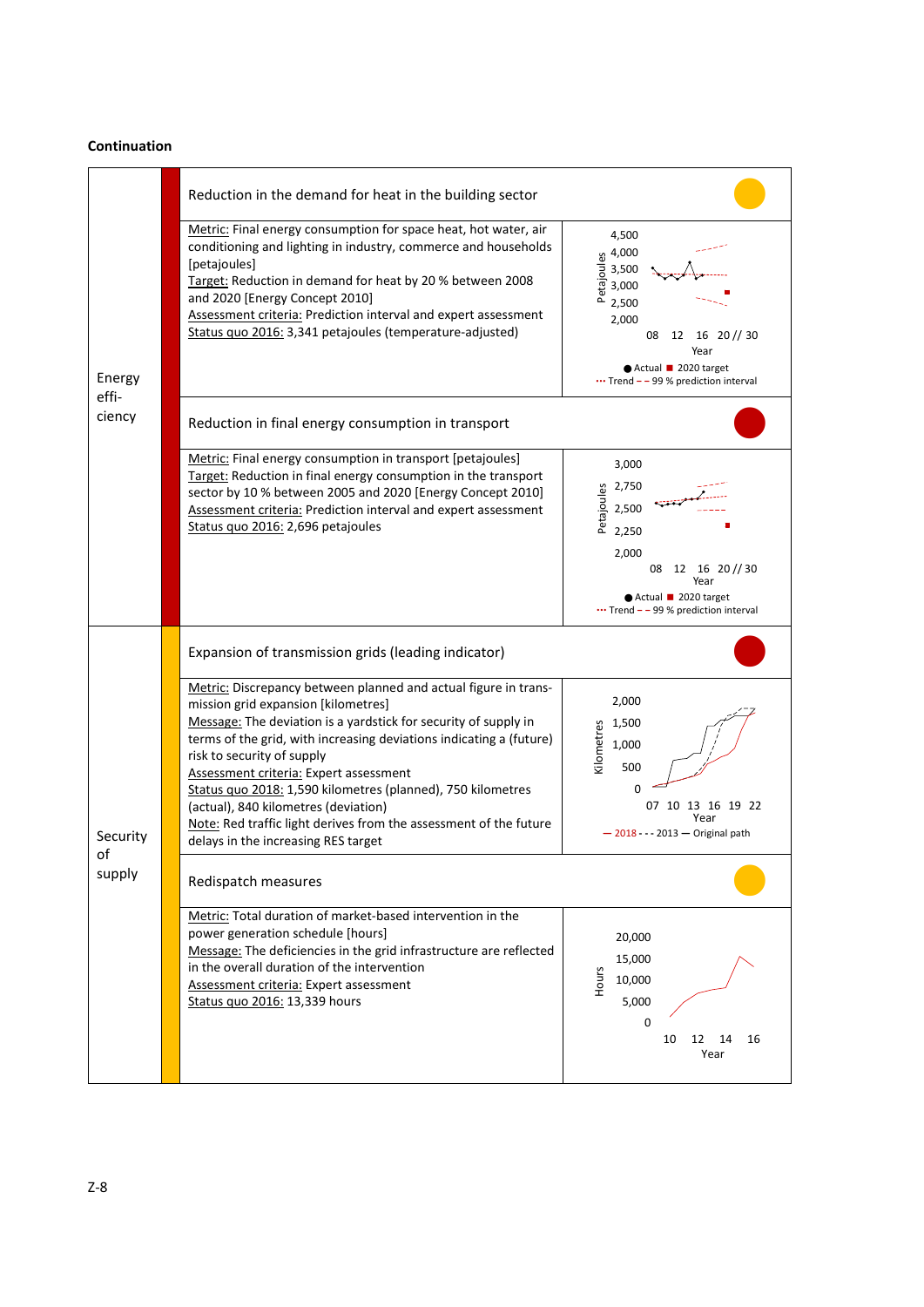**Continuation**

| | | |
|---|---|---|
| Energy efficiency | **Reduction in the demand for heat in the building sector** | |
| | Metric: Final energy consumption for space heat, hot water, air conditioning and lighting in industry, commerce and households [petajoules]<br>Target: Reduction in demand for heat by 20 % between 2008 and 2020 [Energy Concept 2010]<br>Assessment criteria: Prediction interval and expert assessment<br>Status quo 2016: 3,341 petajoules (temperature-adjusted) | Petajoules<br>4,500<br>4,000<br>3,500<br>3,000<br>2,500<br>2,000<br>08 12 16 20 // 30<br>Year<br>● Actual ■ 2020 target<br>··· Trend – – 99 % prediction interval |
| | **Reduction in final energy consumption in transport** | |
| | Metric: Final energy consumption in transport [petajoules]<br>Target: Reduction in final energy consumption in the transport sector by 10 % between 2005 and 2020 [Energy Concept 2010]<br>Assessment criteria: Prediction interval and expert assessment<br>Status quo 2016: 2,696 petajoules | Petajoules<br>3,000<br>2,750<br>2,500<br>2,250<br>2,000<br>08 12 16 20 // 30<br>Year<br>● Actual ■ 2020 target<br>··· Trend – – 99 % prediction interval |
| Security of supply | **Expansion of transmission grids (leading indicator)** | |
| | Metric: Discrepancy between planned and actual figure in transmission grid expansion [kilometres]<br>Message: The deviation is a yardstick for security of supply in terms of the grid, with increasing deviations indicating a (future) risk to security of supply<br>Assessment criteria: Expert assessment<br>Status quo 2018: 1,590 kilometres (planned), 750 kilometres (actual), 840 kilometres (deviation)<br>Note: Red traffic light derives from the assessment of the future delays in the increasing RES target | Kilometres<br>2,000<br>1,500<br>1,000<br>500<br>0<br>07 10 13 16 19 22<br>Year<br>— 2018 - - - 2013 — Original path |
| | **Redispatch measures** | |
| | Metric: Total duration of market-based intervention in the power generation schedule [hours]<br>Message: The deficiencies in the grid infrastructure are reflected in the overall duration of the intervention<br>Assessment criteria: Expert assessment<br>Status quo 2016: 13,339 hours | Hours<br>20,000<br>15,000<br>10,000<br>5,000<br>0<br>10 12 14 16<br>Year |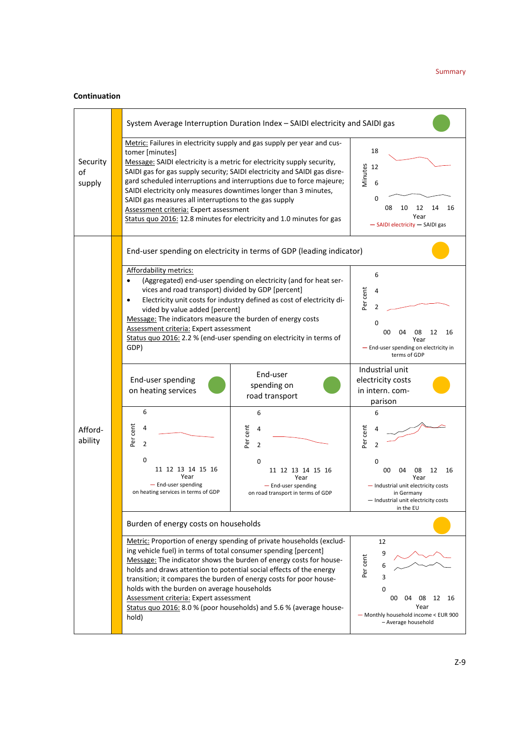**Continuation**

**Security of supply**

System Average Interruption Duration Index – SAIDI electricity and SAIDI gas

Metric: Failures in electricity supply and gas supply per year and customer [minutes]
Message: SAIDI electricity is a metric for electricity supply security, SAIDI gas for gas supply security; SAIDI electricity and SAIDI gas disregard scheduled interruptions and interruptions due to force majeure; SAIDI electricity only measures downtimes longer than 3 minutes, SAIDI gas measures all interruptions to the gas supply
Assessment criteria: Expert assessment
Status quo 2016: 12.8 minutes for electricity and 1.0 minutes for gas

18
12
6
0
Minutes
08 10 12 14 16
Year
— SAIDI electricity — SAIDI gas

**Affordability**

End-user spending on electricity in terms of GDP (leading indicator)

Affordability metrics:

- (Aggregated) end-user spending on electricity (and for heat services and road transport) divided by GDP [percent]
- Electricity unit costs for industry defined as cost of electricity divided by value added [percent]

Message: The indicators measure the burden of energy costs
Assessment criteria: Expert assessment
Status quo 2016: 2.2 % (end-user spending on electricity in terms of GDP)

6
4
2
0
Per cent
00 04 08 12 16
Year
— End-user spending on electricity in terms of GDP

End-user spending on heating services

6
4
2
0
Per cent
11 12 13 14 15 16
Year
— End-user spending on heating services in terms of GDP

End-user spending on road transport

6
4
2
0
Per cent
11 12 13 14 15 16
Year
— End-user spending on road transport in terms of GDP

Industrial unit electricity costs in intern. comparison

6
4
2
0
Per cent
00 04 08 12 16
Year
— Industrial unit electricity costs in Germany
— Industrial unit electricity costs in the EU

Burden of energy costs on households

Metric: Proportion of energy spending of private households (excluding vehicle fuel) in terms of total consumer spending [percent]
Message: The indicator shows the burden of energy costs for households and draws attention to potential social effects of the energy transition; it compares the burden of energy costs for poor households with the burden on average households
Assessment criteria: Expert assessment
Status quo 2016: 8.0 % (poor households) and 5.6 % (average household)

12
9
6
3
0
Per cent
00 04 08 12 16
Year
– Monthly household income < EUR 900
– Average household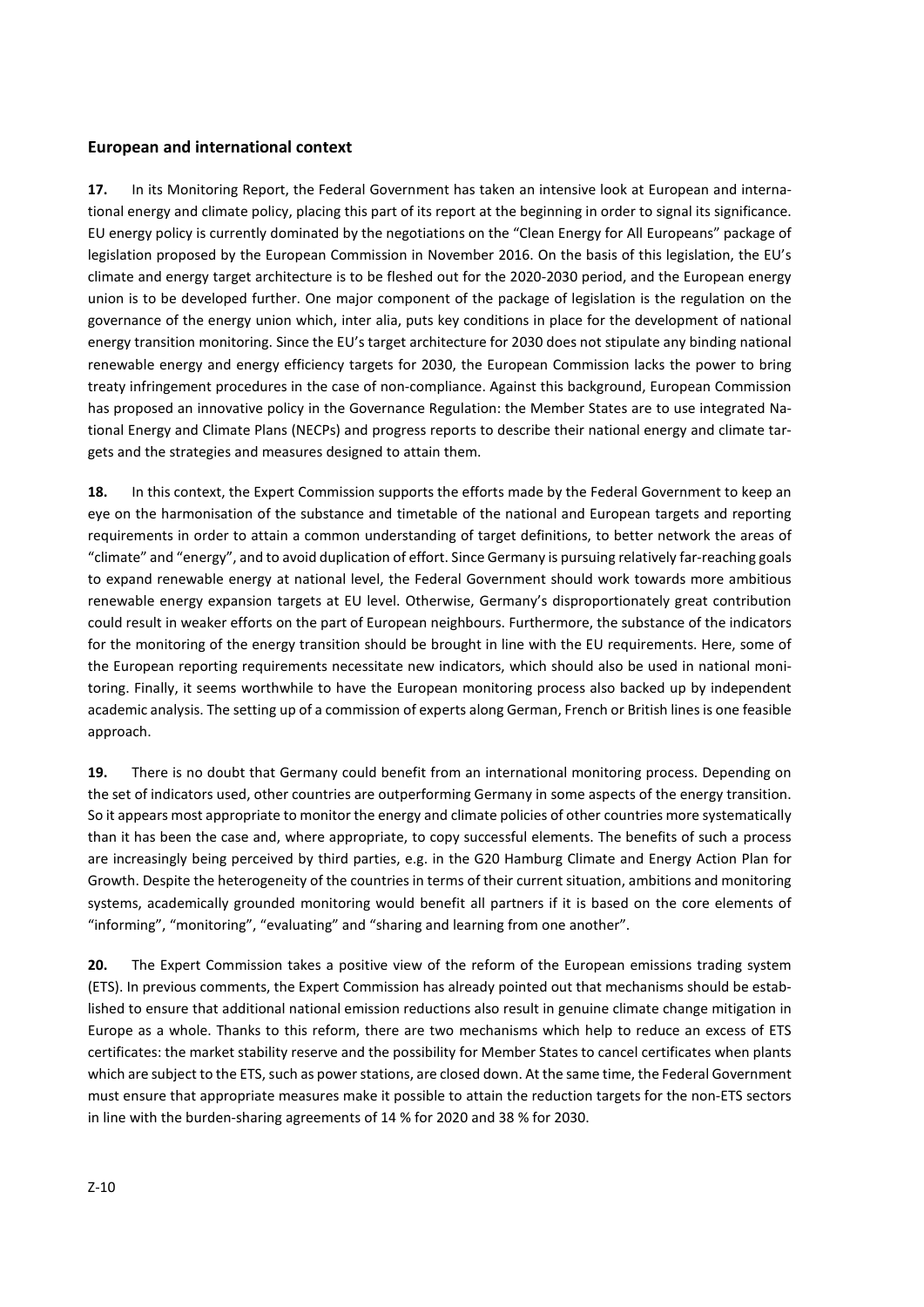## European and international context

**17.** In its Monitoring Report, the Federal Government has taken an intensive look at European and international energy and climate policy, placing this part of its report at the beginning in order to signal its significance. EU energy policy is currently dominated by the negotiations on the "Clean Energy for All Europeans" package of legislation proposed by the European Commission in November 2016. On the basis of this legislation, the EU's climate and energy target architecture is to be fleshed out for the 2020-2030 period, and the European energy union is to be developed further. One major component of the package of legislation is the regulation on the governance of the energy union which, inter alia, puts key conditions in place for the development of national energy transition monitoring. Since the EU's target architecture for 2030 does not stipulate any binding national renewable energy and energy efficiency targets for 2030, the European Commission lacks the power to bring treaty infringement procedures in the case of non-compliance. Against this background, European Commission has proposed an innovative policy in the Governance Regulation: the Member States are to use integrated National Energy and Climate Plans (NECPs) and progress reports to describe their national energy and climate targets and the strategies and measures designed to attain them.

**18.** In this context, the Expert Commission supports the efforts made by the Federal Government to keep an eye on the harmonisation of the substance and timetable of the national and European targets and reporting requirements in order to attain a common understanding of target definitions, to better network the areas of "climate" and "energy", and to avoid duplication of effort. Since Germany is pursuing relatively far-reaching goals to expand renewable energy at national level, the Federal Government should work towards more ambitious renewable energy expansion targets at EU level. Otherwise, Germany's disproportionately great contribution could result in weaker efforts on the part of European neighbours. Furthermore, the substance of the indicators for the monitoring of the energy transition should be brought in line with the EU requirements. Here, some of the European reporting requirements necessitate new indicators, which should also be used in national monitoring. Finally, it seems worthwhile to have the European monitoring process also backed up by independent academic analysis. The setting up of a commission of experts along German, French or British lines is one feasible approach.

**19.** There is no doubt that Germany could benefit from an international monitoring process. Depending on the set of indicators used, other countries are outperforming Germany in some aspects of the energy transition. So it appears most appropriate to monitor the energy and climate policies of other countries more systematically than it has been the case and, where appropriate, to copy successful elements. The benefits of such a process are increasingly being perceived by third parties, e.g. in the G20 Hamburg Climate and Energy Action Plan for Growth. Despite the heterogeneity of the countries in terms of their current situation, ambitions and monitoring systems, academically grounded monitoring would benefit all partners if it is based on the core elements of "informing", "monitoring", "evaluating" and "sharing and learning from one another".

**20.** The Expert Commission takes a positive view of the reform of the European emissions trading system (ETS). In previous comments, the Expert Commission has already pointed out that mechanisms should be established to ensure that additional national emission reductions also result in genuine climate change mitigation in Europe as a whole. Thanks to this reform, there are two mechanisms which help to reduce an excess of ETS certificates: the market stability reserve and the possibility for Member States to cancel certificates when plants which are subject to the ETS, such as power stations, are closed down. At the same time, the Federal Government must ensure that appropriate measures make it possible to attain the reduction targets for the non-ETS sectors in line with the burden-sharing agreements of 14 % for 2020 and 38 % for 2030.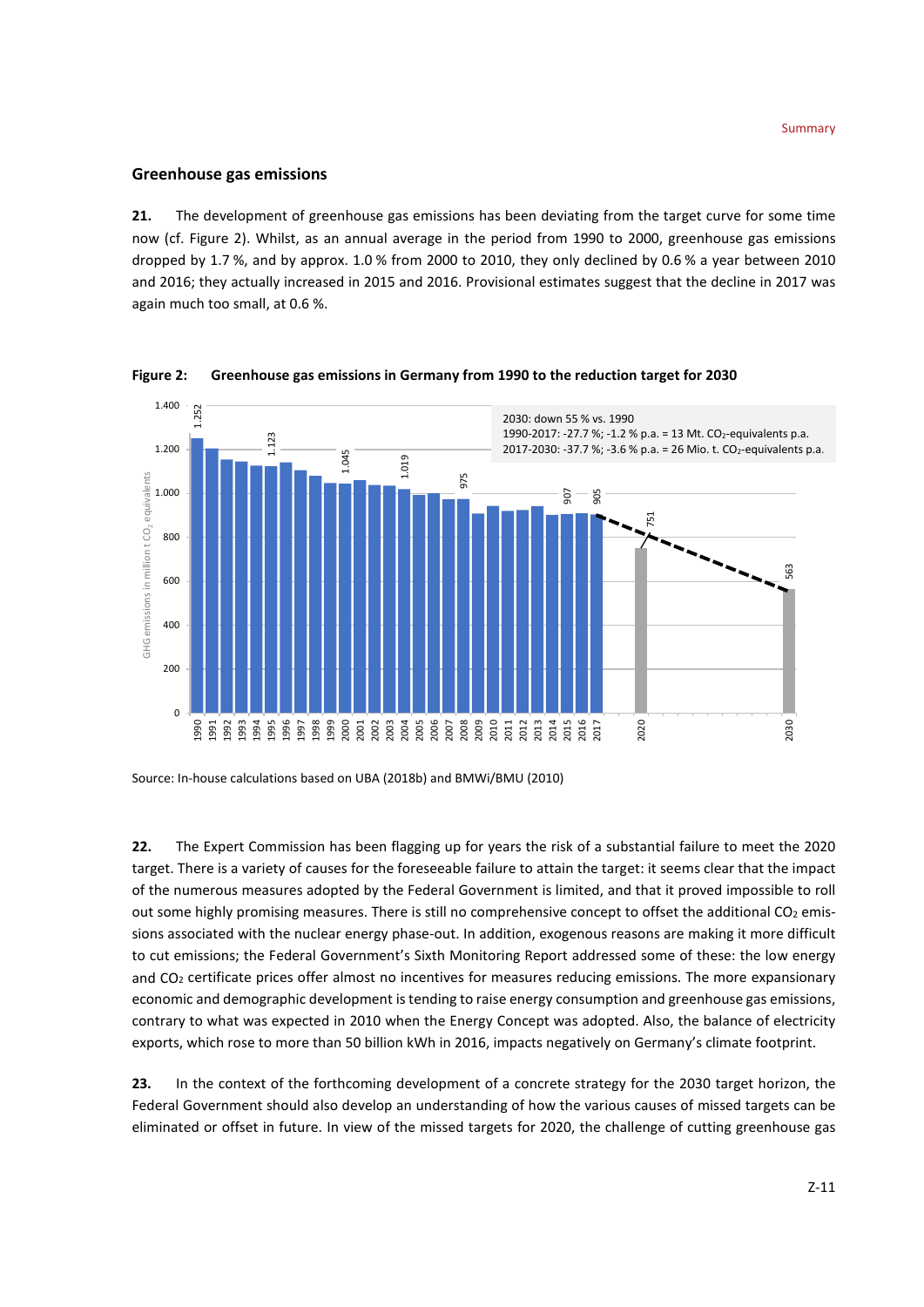## Greenhouse gas emissions

**21.** The development of greenhouse gas emissions has been deviating from the target curve for some time now (cf. Figure 2). Whilst, as an annual average in the period from 1990 to 2000, greenhouse gas emissions dropped by 1.7 %, and by approx. 1.0 % from 2000 to 2010, they only declined by 0.6 % a year between 2010 and 2016; they actually increased in 2015 and 2016. Provisional estimates suggest that the decline in 2017 was again much too small, at 0.6 %.

**Figure 2: Greenhouse gas emissions in Germany from 1990 to the reduction target for 2030**

2030: down 55 % vs. 1990
1990-2017: -27.7 %; -1.2 % p.a. = 13 Mt. $CO_2$-equivalents p.a.
2017-2030: -37.7 %; -3.6 % p.a. = 26 Mio. t. $CO_2$-equivalents p.a.

GHG emissions in million t $CO_2$ equivalents

1.252, 1.123, 1.045, 1.019, 975, 907, 905, 751, 563

0, 200, 400, 600, 800, 1.000, 1.200, 1.400

1990, 1991, 1992, 1993, 1994, 1995, 1996, 1997, 1998, 1999, 2000, 2001, 2002, 2003, 2004, 2005, 2006, 2007, 2008, 2009, 2010, 2011, 2012, 2013, 2014, 2015, 2016, 2017, 2020, 2030

Source: In-house calculations based on UBA (2018b) and BMWi/BMU (2010)

**22.** The Expert Commission has been flagging up for years the risk of a substantial failure to meet the 2020 target. There is a variety of causes for the foreseeable failure to attain the target: it seems clear that the impact of the numerous measures adopted by the Federal Government is limited, and that it proved impossible to roll out some highly promising measures. There is still no comprehensive concept to offset the additional $CO_2$ emissions associated with the nuclear energy phase-out. In addition, exogenous reasons are making it more difficult to cut emissions; the Federal Government's Sixth Monitoring Report addressed some of these: the low energy and $CO_2$ certificate prices offer almost no incentives for measures reducing emissions. The more expansionary economic and demographic development is tending to raise energy consumption and greenhouse gas emissions, contrary to what was expected in 2010 when the Energy Concept was adopted. Also, the balance of electricity exports, which rose to more than 50 billion kWh in 2016, impacts negatively on Germany's climate footprint.

**23.** In the context of the forthcoming development of a concrete strategy for the 2030 target horizon, the Federal Government should also develop an understanding of how the various causes of missed targets can be eliminated or offset in future. In view of the missed targets for 2020, the challenge of cutting greenhouse gas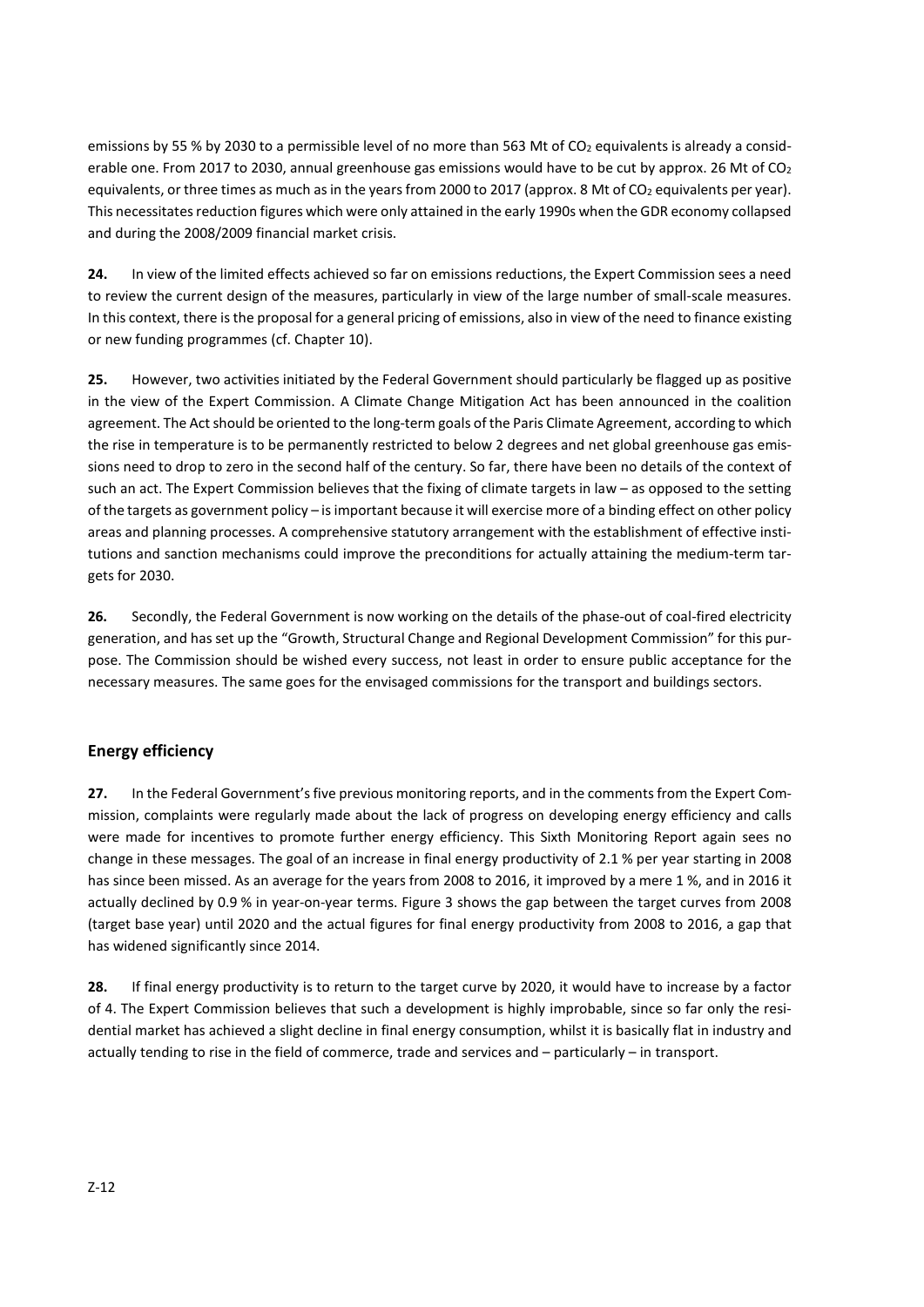emissions by 55 % by 2030 to a permissible level of no more than 563 Mt of $CO_2$ equivalents is already a considerable one. From 2017 to 2030, annual greenhouse gas emissions would have to be cut by approx. 26 Mt of $CO_2$ equivalents, or three times as much as in the years from 2000 to 2017 (approx. 8 Mt of $CO_2$ equivalents per year). This necessitates reduction figures which were only attained in the early 1990s when the GDR economy collapsed and during the 2008/2009 financial market crisis.

**24.** In view of the limited effects achieved so far on emissions reductions, the Expert Commission sees a need to review the current design of the measures, particularly in view of the large number of small-scale measures. In this context, there is the proposal for a general pricing of emissions, also in view of the need to finance existing or new funding programmes (cf. Chapter 10).

**25.** However, two activities initiated by the Federal Government should particularly be flagged up as positive in the view of the Expert Commission. A Climate Change Mitigation Act has been announced in the coalition agreement. The Act should be oriented to the long-term goals of the Paris Climate Agreement, according to which the rise in temperature is to be permanently restricted to below 2 degrees and net global greenhouse gas emissions need to drop to zero in the second half of the century. So far, there have been no details of the context of such an act. The Expert Commission believes that the fixing of climate targets in law – as opposed to the setting of the targets as government policy – is important because it will exercise more of a binding effect on other policy areas and planning processes. A comprehensive statutory arrangement with the establishment of effective institutions and sanction mechanisms could improve the preconditions for actually attaining the medium-term targets for 2030.

**26.** Secondly, the Federal Government is now working on the details of the phase-out of coal-fired electricity generation, and has set up the "Growth, Structural Change and Regional Development Commission" for this purpose. The Commission should be wished every success, not least in order to ensure public acceptance for the necessary measures. The same goes for the envisaged commissions for the transport and buildings sectors.

## Energy efficiency

**27.** In the Federal Government's five previous monitoring reports, and in the comments from the Expert Commission, complaints were regularly made about the lack of progress on developing energy efficiency and calls were made for incentives to promote further energy efficiency. This Sixth Monitoring Report again sees no change in these messages. The goal of an increase in final energy productivity of 2.1 % per year starting in 2008 has since been missed. As an average for the years from 2008 to 2016, it improved by a mere 1 %, and in 2016 it actually declined by 0.9 % in year-on-year terms. Figure 3 shows the gap between the target curves from 2008 (target base year) until 2020 and the actual figures for final energy productivity from 2008 to 2016, a gap that has widened significantly since 2014.

**28.** If final energy productivity is to return to the target curve by 2020, it would have to increase by a factor of 4. The Expert Commission believes that such a development is highly improbable, since so far only the residential market has achieved a slight decline in final energy consumption, whilst it is basically flat in industry and actually tending to rise in the field of commerce, trade and services and – particularly – in transport.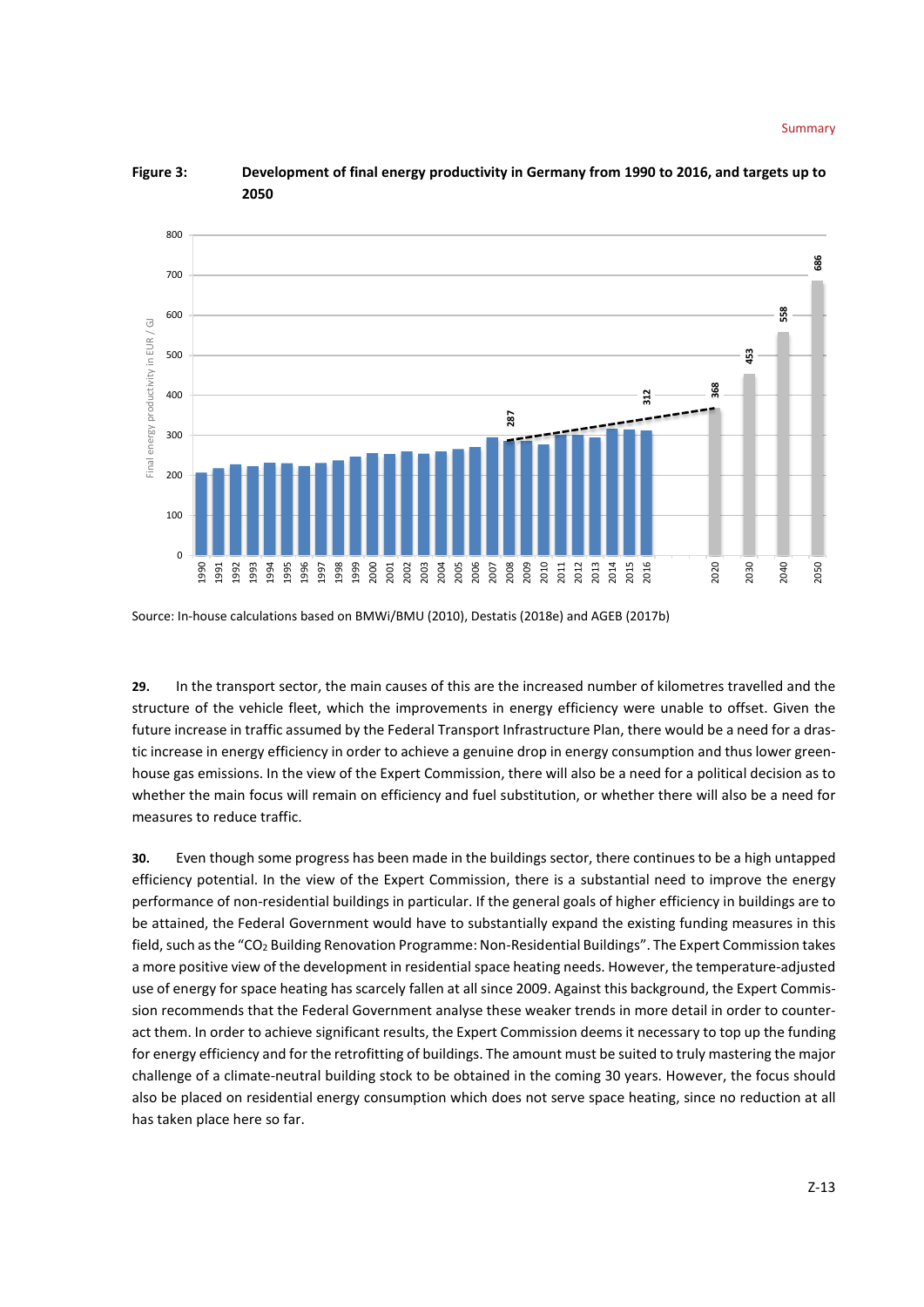**Figure 3: Development of final energy productivity in Germany from 1990 to 2016, and targets up to 2050**

Source: In-house calculations based on BMWi/BMU (2010), Destatis (2018e) and AGEB (2017b)

**29.** In the transport sector, the main causes of this are the increased number of kilometres travelled and the structure of the vehicle fleet, which the improvements in energy efficiency were unable to offset. Given the future increase in traffic assumed by the Federal Transport Infrastructure Plan, there would be a need for a drastic increase in energy efficiency in order to achieve a genuine drop in energy consumption and thus lower greenhouse gas emissions. In the view of the Expert Commission, there will also be a need for a political decision as to whether the main focus will remain on efficiency and fuel substitution, or whether there will also be a need for measures to reduce traffic.

**30.** Even though some progress has been made in the buildings sector, there continues to be a high untapped efficiency potential. In the view of the Expert Commission, there is a substantial need to improve the energy performance of non-residential buildings in particular. If the general goals of higher efficiency in buildings are to be attained, the Federal Government would have to substantially expand the existing funding measures in this field, such as the "$CO_2$ Building Renovation Programme: Non-Residential Buildings". The Expert Commission takes a more positive view of the development in residential space heating needs. However, the temperature-adjusted use of energy for space heating has scarcely fallen at all since 2009. Against this background, the Expert Commission recommends that the Federal Government analyse these weaker trends in more detail in order to counteract them. In order to achieve significant results, the Expert Commission deems it necessary to top up the funding for energy efficiency and for the retrofitting of buildings. The amount must be suited to truly mastering the major challenge of a climate-neutral building stock to be obtained in the coming 30 years. However, the focus should also be placed on residential energy consumption which does not serve space heating, since no reduction at all has taken place here so far.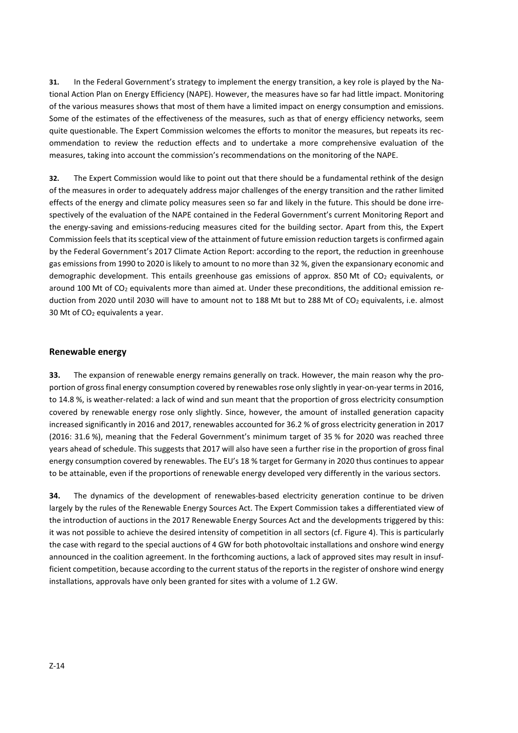**31.** In the Federal Government's strategy to implement the energy transition, a key role is played by the National Action Plan on Energy Efficiency (NAPE). However, the measures have so far had little impact. Monitoring of the various measures shows that most of them have a limited impact on energy consumption and emissions. Some of the estimates of the effectiveness of the measures, such as that of energy efficiency networks, seem quite questionable. The Expert Commission welcomes the efforts to monitor the measures, but repeats its recommendation to review the reduction effects and to undertake a more comprehensive evaluation of the measures, taking into account the commission's recommendations on the monitoring of the NAPE.

**32.** The Expert Commission would like to point out that there should be a fundamental rethink of the design of the measures in order to adequately address major challenges of the energy transition and the rather limited effects of the energy and climate policy measures seen so far and likely in the future. This should be done irrespectively of the evaluation of the NAPE contained in the Federal Government's current Monitoring Report and the energy-saving and emissions-reducing measures cited for the building sector. Apart from this, the Expert Commission feels that its sceptical view of the attainment of future emission reduction targets is confirmed again by the Federal Government's 2017 Climate Action Report: according to the report, the reduction in greenhouse gas emissions from 1990 to 2020 is likely to amount to no more than 32 %, given the expansionary economic and demographic development. This entails greenhouse gas emissions of approx. 850 Mt of $CO_2$ equivalents, or around 100 Mt of $CO_2$ equivalents more than aimed at. Under these preconditions, the additional emission reduction from 2020 until 2030 will have to amount not to 188 Mt but to 288 Mt of $CO_2$ equivalents, i.e. almost 30 Mt of $CO_2$ equivalents a year.

## Renewable energy

**33.** The expansion of renewable energy remains generally on track. However, the main reason why the proportion of gross final energy consumption covered by renewables rose only slightly in year-on-year terms in 2016, to 14.8 %, is weather-related: a lack of wind and sun meant that the proportion of gross electricity consumption covered by renewable energy rose only slightly. Since, however, the amount of installed generation capacity increased significantly in 2016 and 2017, renewables accounted for 36.2 % of gross electricity generation in 2017 (2016: 31.6 %), meaning that the Federal Government's minimum target of 35 % for 2020 was reached three years ahead of schedule. This suggests that 2017 will also have seen a further rise in the proportion of gross final energy consumption covered by renewables. The EU's 18 % target for Germany in 2020 thus continues to appear to be attainable, even if the proportions of renewable energy developed very differently in the various sectors.

**34.** The dynamics of the development of renewables-based electricity generation continue to be driven largely by the rules of the Renewable Energy Sources Act. The Expert Commission takes a differentiated view of the introduction of auctions in the 2017 Renewable Energy Sources Act and the developments triggered by this: it was not possible to achieve the desired intensity of competition in all sectors (cf. Figure 4). This is particularly the case with regard to the special auctions of 4 GW for both photovoltaic installations and onshore wind energy announced in the coalition agreement. In the forthcoming auctions, a lack of approved sites may result in insufficient competition, because according to the current status of the reports in the register of onshore wind energy installations, approvals have only been granted for sites with a volume of 1.2 GW.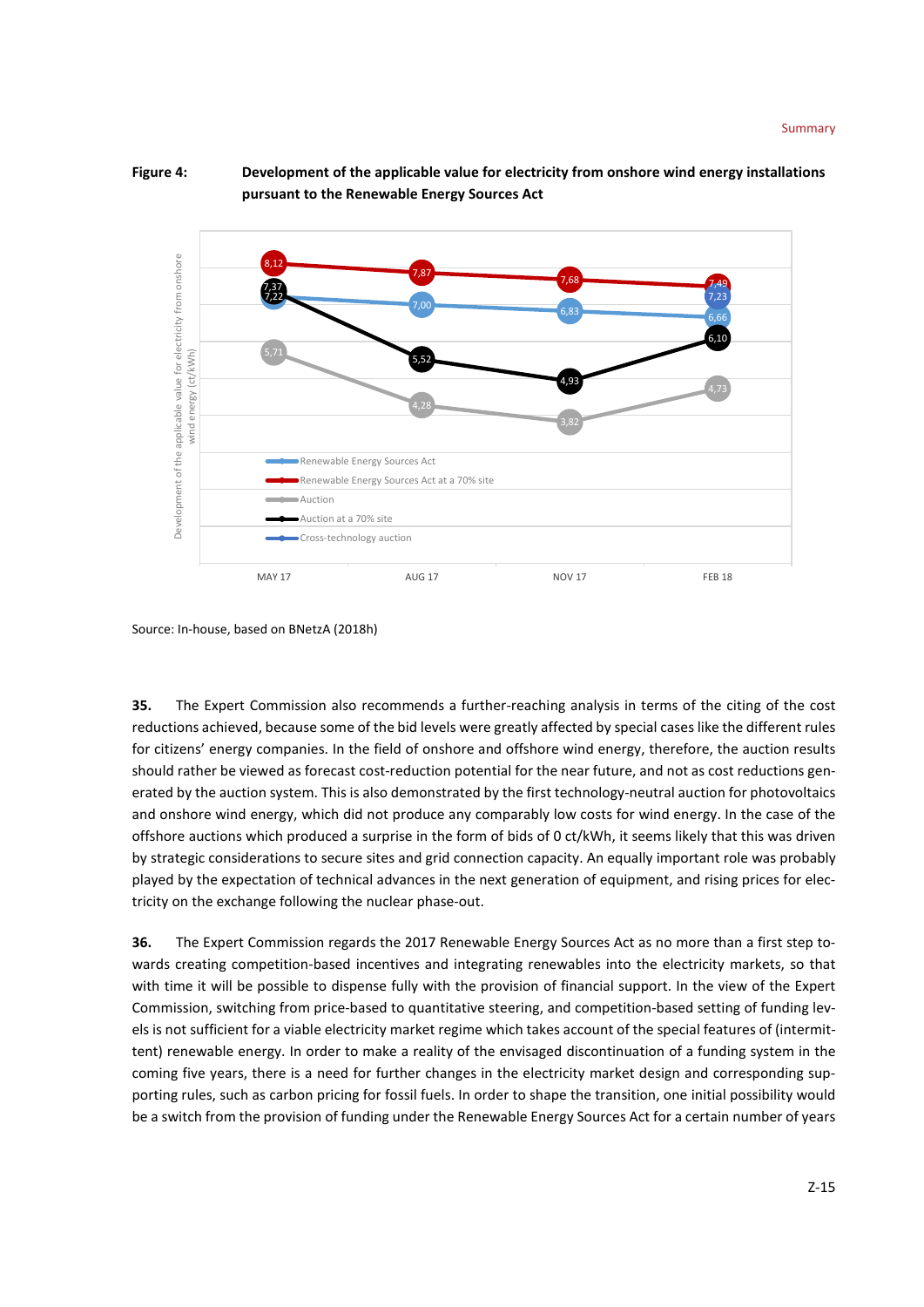**Figure 4: Development of the applicable value for electricity from onshore wind energy installations pursuant to the Renewable Energy Sources Act**

Development of the applicable value for electricity from onshore wind energy (ct/kWh)

8,12
7,87
7,68
7,49
7,37
7,22
7,00
6,83
7,23
6,66
6,10
5,71
5,52
4,93
4,28
3,82
4,73

Renewable Energy Sources Act
Renewable Energy Sources Act at a 70% site
Auction
Auction at a 70% site
Cross-technology auction

MAY 17
AUG 17
NOV 17
FEB 18

Source: In-house, based on BNetzA (2018h)

**35.** The Expert Commission also recommends a further-reaching analysis in terms of the citing of the cost reductions achieved, because some of the bid levels were greatly affected by special cases like the different rules for citizens' energy companies. In the field of onshore and offshore wind energy, therefore, the auction results should rather be viewed as forecast cost-reduction potential for the near future, and not as cost reductions generated by the auction system. This is also demonstrated by the first technology-neutral auction for photovoltaics and onshore wind energy, which did not produce any comparably low costs for wind energy. In the case of the offshore auctions which produced a surprise in the form of bids of 0 ct/kWh, it seems likely that this was driven by strategic considerations to secure sites and grid connection capacity. An equally important role was probably played by the expectation of technical advances in the next generation of equipment, and rising prices for electricity on the exchange following the nuclear phase-out.

**36.** The Expert Commission regards the 2017 Renewable Energy Sources Act as no more than a first step towards creating competition-based incentives and integrating renewables into the electricity markets, so that with time it will be possible to dispense fully with the provision of financial support. In the view of the Expert Commission, switching from price-based to quantitative steering, and competition-based setting of funding levels is not sufficient for a viable electricity market regime which takes account of the special features of (intermittent) renewable energy. In order to make a reality of the envisaged discontinuation of a funding system in the coming five years, there is a need for further changes in the electricity market design and corresponding supporting rules, such as carbon pricing for fossil fuels. In order to shape the transition, one initial possibility would be a switch from the provision of funding under the Renewable Energy Sources Act for a certain number of years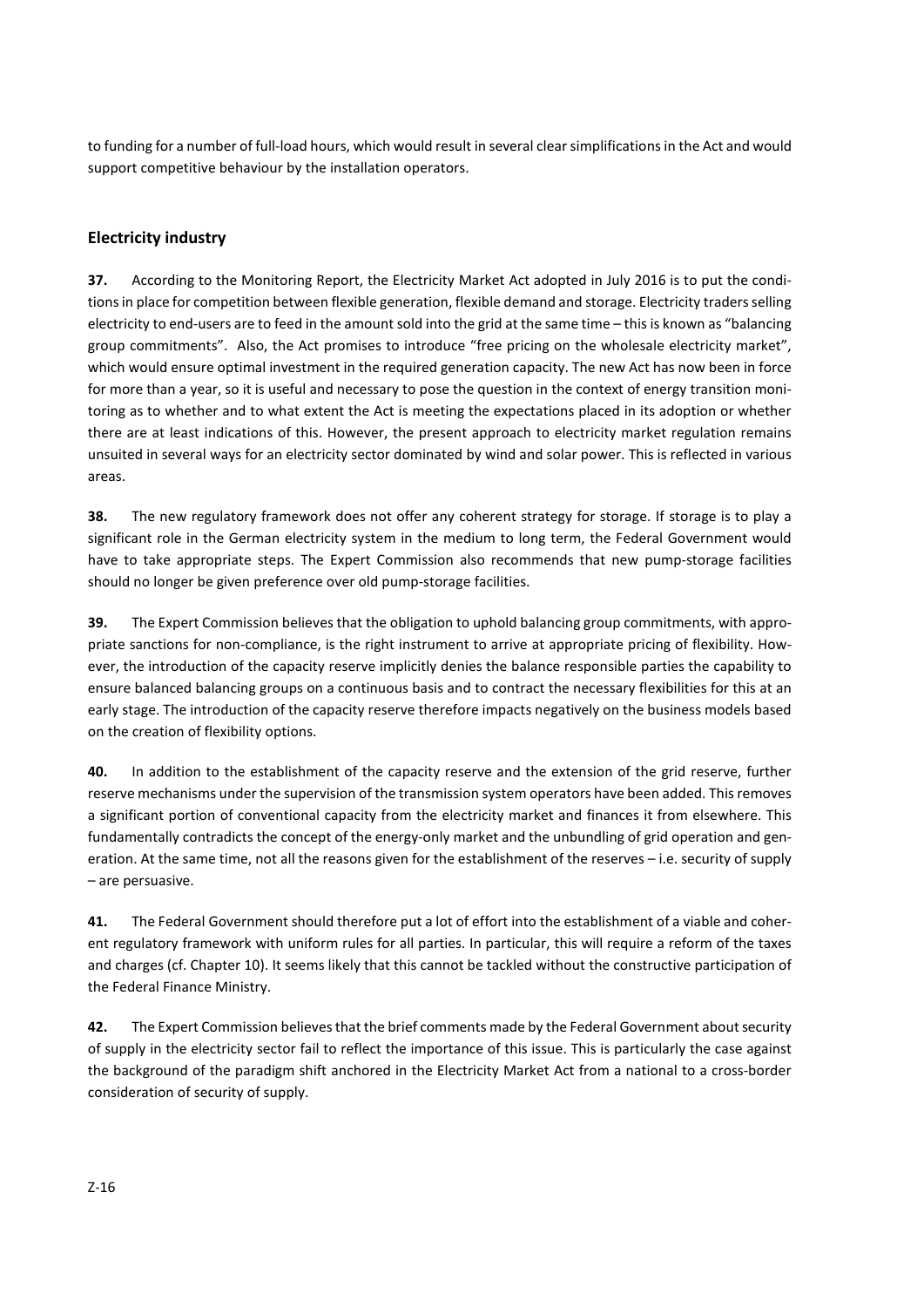to funding for a number of full-load hours, which would result in several clear simplifications in the Act and would support competitive behaviour by the installation operators.

## Electricity industry

**37.** According to the Monitoring Report, the Electricity Market Act adopted in July 2016 is to put the conditions in place for competition between flexible generation, flexible demand and storage. Electricity traders selling electricity to end-users are to feed in the amount sold into the grid at the same time – this is known as "balancing group commitments". Also, the Act promises to introduce "free pricing on the wholesale electricity market", which would ensure optimal investment in the required generation capacity. The new Act has now been in force for more than a year, so it is useful and necessary to pose the question in the context of energy transition monitoring as to whether and to what extent the Act is meeting the expectations placed in its adoption or whether there are at least indications of this. However, the present approach to electricity market regulation remains unsuited in several ways for an electricity sector dominated by wind and solar power. This is reflected in various areas.

**38.** The new regulatory framework does not offer any coherent strategy for storage. If storage is to play a significant role in the German electricity system in the medium to long term, the Federal Government would have to take appropriate steps. The Expert Commission also recommends that new pump-storage facilities should no longer be given preference over old pump-storage facilities.

**39.** The Expert Commission believes that the obligation to uphold balancing group commitments, with appropriate sanctions for non-compliance, is the right instrument to arrive at appropriate pricing of flexibility. However, the introduction of the capacity reserve implicitly denies the balance responsible parties the capability to ensure balanced balancing groups on a continuous basis and to contract the necessary flexibilities for this at an early stage. The introduction of the capacity reserve therefore impacts negatively on the business models based on the creation of flexibility options.

**40.** In addition to the establishment of the capacity reserve and the extension of the grid reserve, further reserve mechanisms under the supervision of the transmission system operators have been added. This removes a significant portion of conventional capacity from the electricity market and finances it from elsewhere. This fundamentally contradicts the concept of the energy-only market and the unbundling of grid operation and generation. At the same time, not all the reasons given for the establishment of the reserves – i.e. security of supply – are persuasive.

**41.** The Federal Government should therefore put a lot of effort into the establishment of a viable and coherent regulatory framework with uniform rules for all parties. In particular, this will require a reform of the taxes and charges (cf. Chapter 10). It seems likely that this cannot be tackled without the constructive participation of the Federal Finance Ministry.

**42.** The Expert Commission believes that the brief comments made by the Federal Government about security of supply in the electricity sector fail to reflect the importance of this issue. This is particularly the case against the background of the paradigm shift anchored in the Electricity Market Act from a national to a cross-border consideration of security of supply.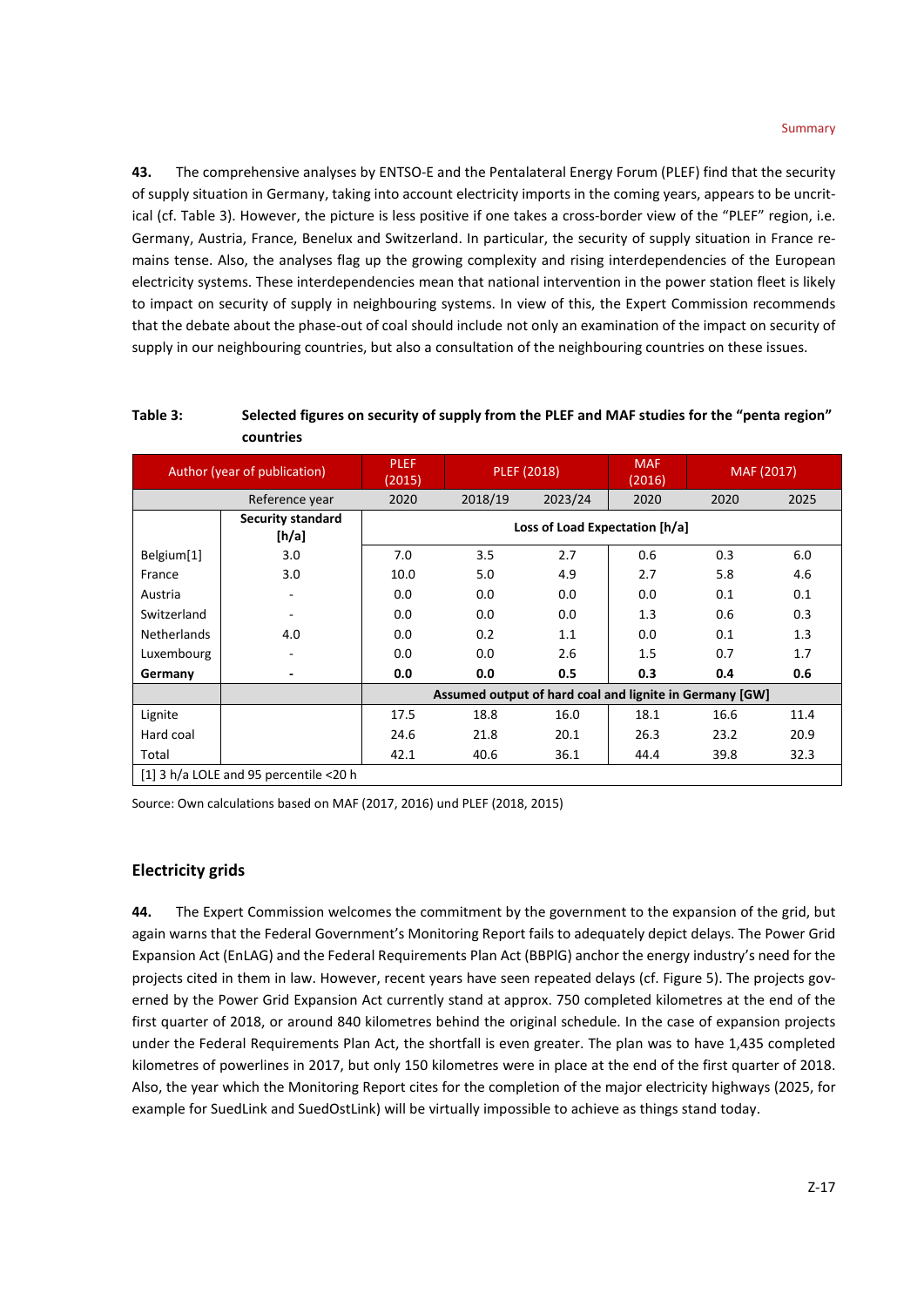**43.** The comprehensive analyses by ENTSO-E and the Pentalateral Energy Forum (PLEF) find that the security of supply situation in Germany, taking into account electricity imports in the coming years, appears to be uncritical (cf. Table 3). However, the picture is less positive if one takes a cross-border view of the "PLEF" region, i.e. Germany, Austria, France, Benelux and Switzerland. In particular, the security of supply situation in France remains tense. Also, the analyses flag up the growing complexity and rising interdependencies of the European electricity systems. These interdependencies mean that national intervention in the power station fleet is likely to impact on security of supply in neighbouring systems. In view of this, the Expert Commission recommends that the debate about the phase-out of coal should include not only an examination of the impact on security of supply in our neighbouring countries, but also a consultation of the neighbouring countries on these issues.

**Table 3: Selected figures on security of supply from the PLEF and MAF studies for the "penta region" countries**

| Author (year of publication) | | PLEF (2015) | PLEF (2018) | | MAF (2016) | MAF (2017) | |
|---|---|---|---|---|---|---|---|
| | Reference year | 2020 | 2018/19 | 2023/24 | 2020 | 2020 | 2025 |
| | **Security standard [h/a]** | **Loss of Load Expectation [h/a]** | | | | | |
| Belgium[1] | 3.0 | 7.0 | 3.5 | 2.7 | 0.6 | 0.3 | 6.0 |
| France | 3.0 | 10.0 | 5.0 | 4.9 | 2.7 | 5.8 | 4.6 |
| Austria | - | 0.0 | 0.0 | 0.0 | 0.0 | 0.1 | 0.1 |
| Switzerland | - | 0.0 | 0.0 | 0.0 | 1.3 | 0.6 | 0.3 |
| Netherlands | 4.0 | 0.0 | 0.2 | 1.1 | 0.0 | 0.1 | 1.3 |
| Luxembourg | - | 0.0 | 0.0 | 2.6 | 1.5 | 0.7 | 1.7 |
| **Germany** | **-** | **0.0** | **0.0** | **0.5** | **0.3** | **0.4** | **0.6** |
| | | **Assumed output of hard coal and lignite in Germany [GW]** | | | | | |
| Lignite | | 17.5 | 18.8 | 16.0 | 18.1 | 16.6 | 11.4 |
| Hard coal | | 24.6 | 21.8 | 20.1 | 26.3 | 23.2 | 20.9 |
| Total | | 42.1 | 40.6 | 36.1 | 44.4 | 39.8 | 32.3 |
| [1] 3 h/a LOLE and 95 percentile <20 h | | | | | | | |

Source: Own calculations based on MAF (2017, 2016) und PLEF (2018, 2015)

## Electricity grids

**44.** The Expert Commission welcomes the commitment by the government to the expansion of the grid, but again warns that the Federal Government's Monitoring Report fails to adequately depict delays. The Power Grid Expansion Act (EnLAG) and the Federal Requirements Plan Act (BBPlG) anchor the energy industry's need for the projects cited in them in law. However, recent years have seen repeated delays (cf. Figure 5). The projects governed by the Power Grid Expansion Act currently stand at approx. 750 completed kilometres at the end of the first quarter of 2018, or around 840 kilometres behind the original schedule. In the case of expansion projects under the Federal Requirements Plan Act, the shortfall is even greater. The plan was to have 1,435 completed kilometres of powerlines in 2017, but only 150 kilometres were in place at the end of the first quarter of 2018. Also, the year which the Monitoring Report cites for the completion of the major electricity highways (2025, for example for SuedLink and SuedOstLink) will be virtually impossible to achieve as things stand today.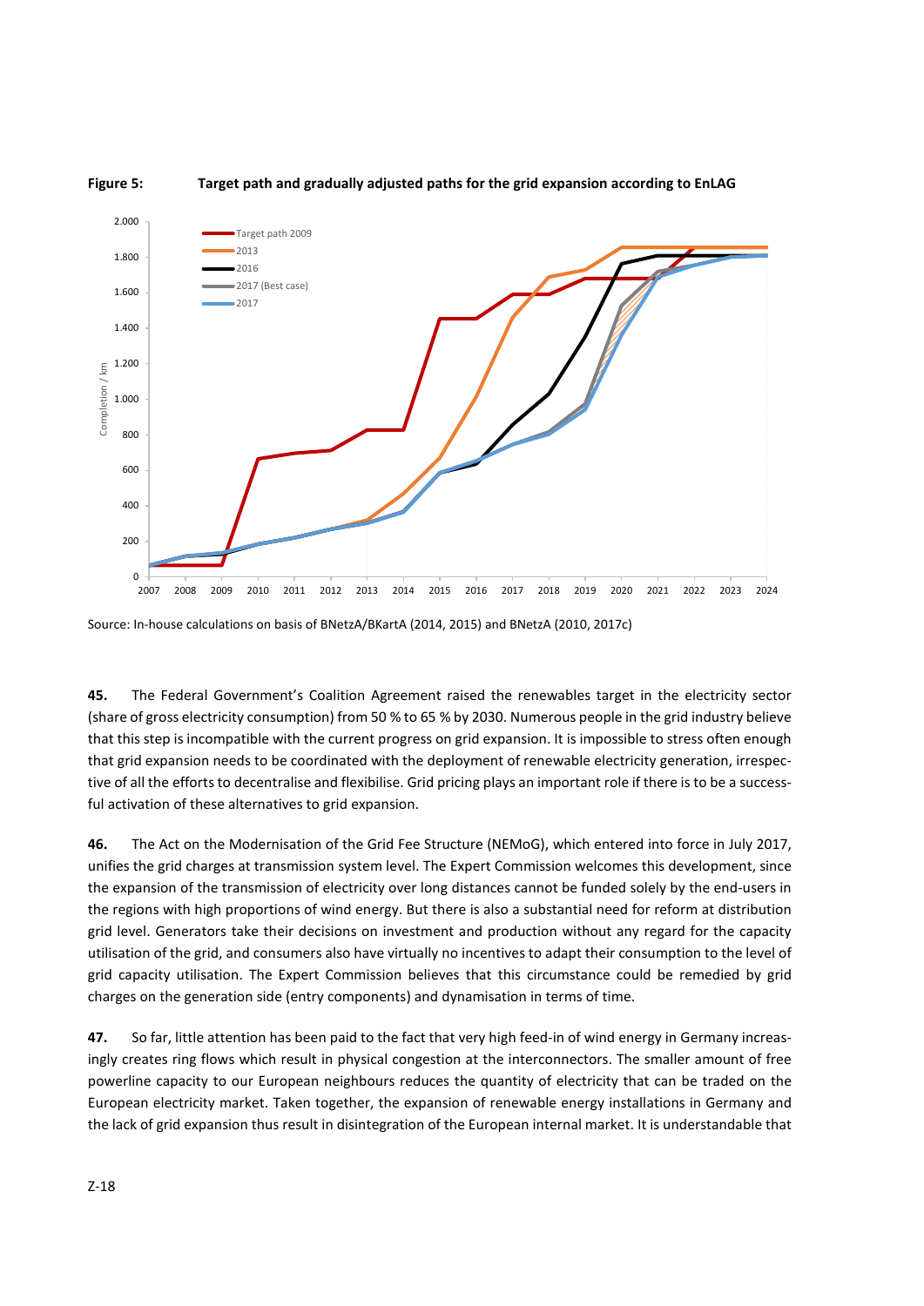**Figure 5: Target path and gradually adjusted paths for the grid expansion according to EnLAG**

Target path 2009
2013
2016
2017 (Best case)
2017

Completion / km

2.000
1.800
1.600
1.400
1.200
1.000
800
600
400
200
0

2007 2008 2009 2010 2011 2012 2013 2014 2015 2016 2017 2018 2019 2020 2021 2022 2023 2024

Source: In-house calculations on basis of BNetzA/BKartA (2014, 2015) and BNetzA (2010, 2017c)

**45.** The Federal Government's Coalition Agreement raised the renewables target in the electricity sector (share of gross electricity consumption) from 50 % to 65 % by 2030. Numerous people in the grid industry believe that this step is incompatible with the current progress on grid expansion. It is impossible to stress often enough that grid expansion needs to be coordinated with the deployment of renewable electricity generation, irrespective of all the efforts to decentralise and flexibilise. Grid pricing plays an important role if there is to be a successful activation of these alternatives to grid expansion.

**46.** The Act on the Modernisation of the Grid Fee Structure (NEMoG), which entered into force in July 2017, unifies the grid charges at transmission system level. The Expert Commission welcomes this development, since the expansion of the transmission of electricity over long distances cannot be funded solely by the end-users in the regions with high proportions of wind energy. But there is also a substantial need for reform at distribution grid level. Generators take their decisions on investment and production without any regard for the capacity utilisation of the grid, and consumers also have virtually no incentives to adapt their consumption to the level of grid capacity utilisation. The Expert Commission believes that this circumstance could be remedied by grid charges on the generation side (entry components) and dynamisation in terms of time.

**47.** So far, little attention has been paid to the fact that very high feed-in of wind energy in Germany increasingly creates ring flows which result in physical congestion at the interconnectors. The smaller amount of free powerline capacity to our European neighbours reduces the quantity of electricity that can be traded on the European electricity market. Taken together, the expansion of renewable energy installations in Germany and the lack of grid expansion thus result in disintegration of the European internal market. It is understandable that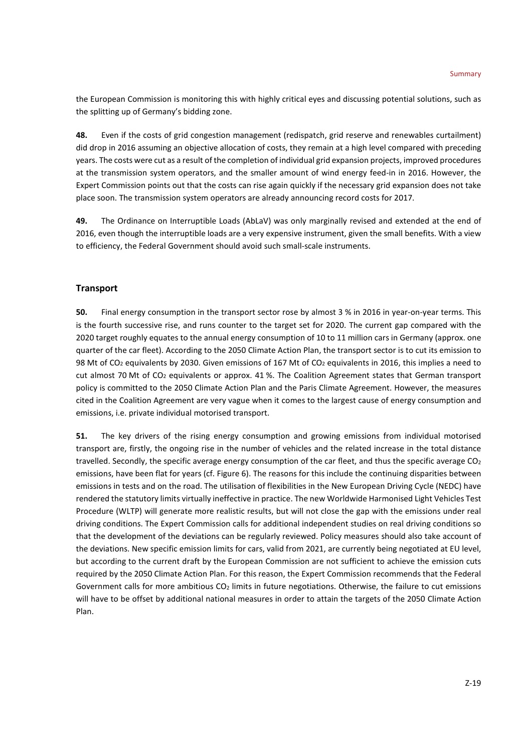the European Commission is monitoring this with highly critical eyes and discussing potential solutions, such as the splitting up of Germany's bidding zone.

**48.** Even if the costs of grid congestion management (redispatch, grid reserve and renewables curtailment) did drop in 2016 assuming an objective allocation of costs, they remain at a high level compared with preceding years. The costs were cut as a result of the completion of individual grid expansion projects, improved procedures at the transmission system operators, and the smaller amount of wind energy feed-in in 2016. However, the Expert Commission points out that the costs can rise again quickly if the necessary grid expansion does not take place soon. The transmission system operators are already announcing record costs for 2017.

**49.** The Ordinance on Interruptible Loads (AbLaV) was only marginally revised and extended at the end of 2016, even though the interruptible loads are a very expensive instrument, given the small benefits. With a view to efficiency, the Federal Government should avoid such small-scale instruments.

## Transport

**50.** Final energy consumption in the transport sector rose by almost 3 % in 2016 in year-on-year terms. This is the fourth successive rise, and runs counter to the target set for 2020. The current gap compared with the 2020 target roughly equates to the annual energy consumption of 10 to 11 million cars in Germany (approx. one quarter of the car fleet). According to the 2050 Climate Action Plan, the transport sector is to cut its emission to 98 Mt of $CO_2$ equivalents by 2030. Given emissions of 167 Mt of $CO_2$ equivalents in 2016, this implies a need to cut almost 70 Mt of $CO_2$ equivalents or approx. 41 %. The Coalition Agreement states that German transport policy is committed to the 2050 Climate Action Plan and the Paris Climate Agreement. However, the measures cited in the Coalition Agreement are very vague when it comes to the largest cause of energy consumption and emissions, i.e. private individual motorised transport.

**51.** The key drivers of the rising energy consumption and growing emissions from individual motorised transport are, firstly, the ongoing rise in the number of vehicles and the related increase in the total distance travelled. Secondly, the specific average energy consumption of the car fleet, and thus the specific average $CO_2$ emissions, have been flat for years (cf. Figure 6). The reasons for this include the continuing disparities between emissions in tests and on the road. The utilisation of flexibilities in the New European Driving Cycle (NEDC) have rendered the statutory limits virtually ineffective in practice. The new Worldwide Harmonised Light Vehicles Test Procedure (WLTP) will generate more realistic results, but will not close the gap with the emissions under real driving conditions. The Expert Commission calls for additional independent studies on real driving conditions so that the development of the deviations can be regularly reviewed. Policy measures should also take account of the deviations. New specific emission limits for cars, valid from 2021, are currently being negotiated at EU level, but according to the current draft by the European Commission are not sufficient to achieve the emission cuts required by the 2050 Climate Action Plan. For this reason, the Expert Commission recommends that the Federal Government calls for more ambitious $CO_2$ limits in future negotiations. Otherwise, the failure to cut emissions will have to be offset by additional national measures in order to attain the targets of the 2050 Climate Action Plan.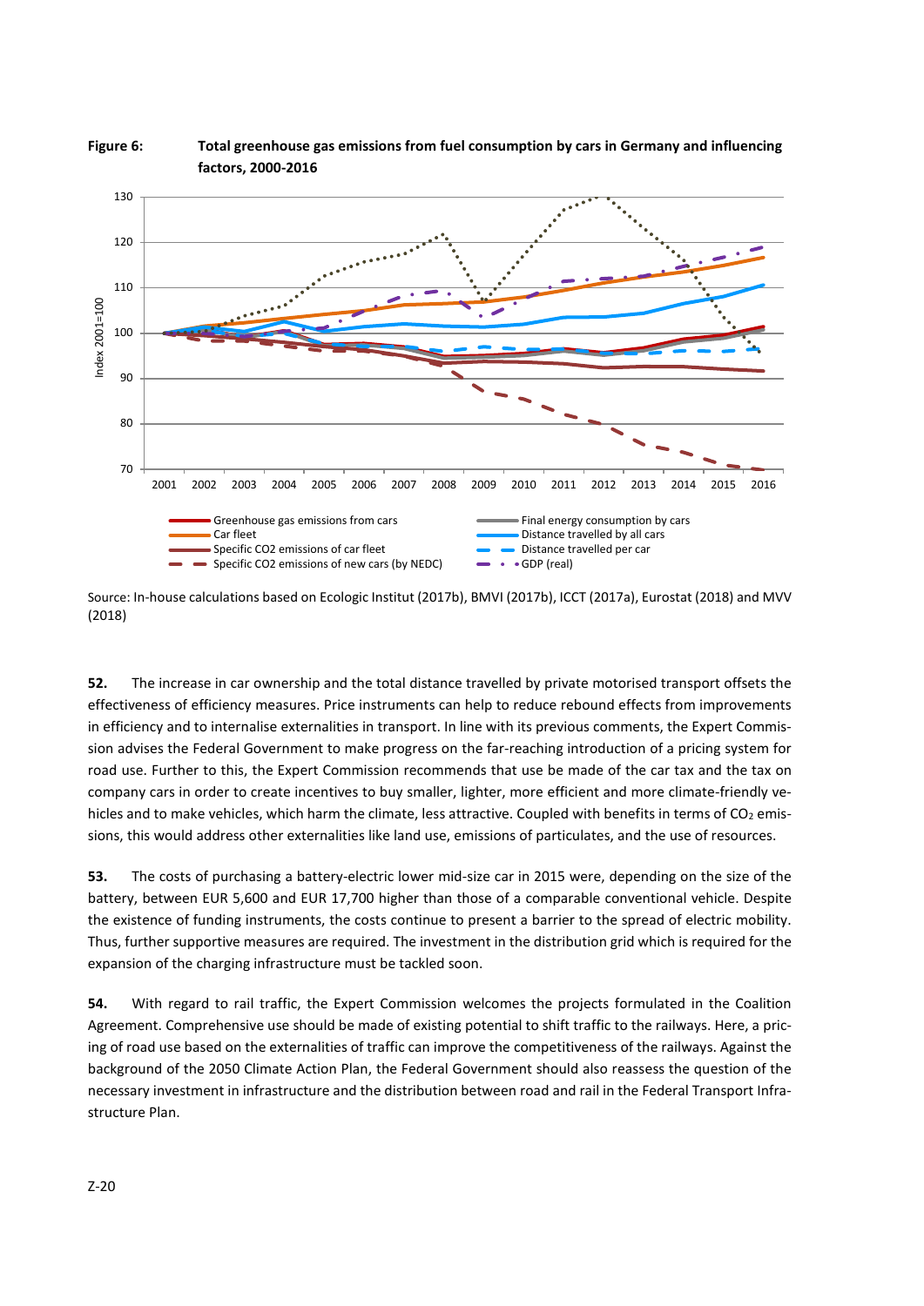**Figure 6: Total greenhouse gas emissions from fuel consumption by cars in Germany and influencing factors, 2000-2016**

130
120
110
100
90
80
70

Index 2001=100

2001 2002 2003 2004 2005 2006 2007 2008 2009 2010 2011 2012 2013 2014 2015 2016

Greenhouse gas emissions from cars
Car fleet
Specific CO2 emissions of car fleet
Specific CO2 emissions of new cars (by NEDC)
Final energy consumption by cars
Distance travelled by all cars
Distance travelled per car
GDP (real)

Source: In-house calculations based on Ecologic Institut (2017b), BMVI (2017b), ICCT (2017a), Eurostat (2018) and MVV (2018)

**52.** The increase in car ownership and the total distance travelled by private motorised transport offsets the effectiveness of efficiency measures. Price instruments can help to reduce rebound effects from improvements in efficiency and to internalise externalities in transport. In line with its previous comments, the Expert Commission advises the Federal Government to make progress on the far-reaching introduction of a pricing system for road use. Further to this, the Expert Commission recommends that use be made of the car tax and the tax on company cars in order to create incentives to buy smaller, lighter, more efficient and more climate-friendly vehicles and to make vehicles, which harm the climate, less attractive. Coupled with benefits in terms of $CO_2$ emissions, this would address other externalities like land use, emissions of particulates, and the use of resources.

**53.** The costs of purchasing a battery-electric lower mid-size car in 2015 were, depending on the size of the battery, between EUR 5,600 and EUR 17,700 higher than those of a comparable conventional vehicle. Despite the existence of funding instruments, the costs continue to present a barrier to the spread of electric mobility. Thus, further supportive measures are required. The investment in the distribution grid which is required for the expansion of the charging infrastructure must be tackled soon.

**54.** With regard to rail traffic, the Expert Commission welcomes the projects formulated in the Coalition Agreement. Comprehensive use should be made of existing potential to shift traffic to the railways. Here, a pricing of road use based on the externalities of traffic can improve the competitiveness of the railways. Against the background of the 2050 Climate Action Plan, the Federal Government should also reassess the question of the necessary investment in infrastructure and the distribution between road and rail in the Federal Transport Infrastructure Plan.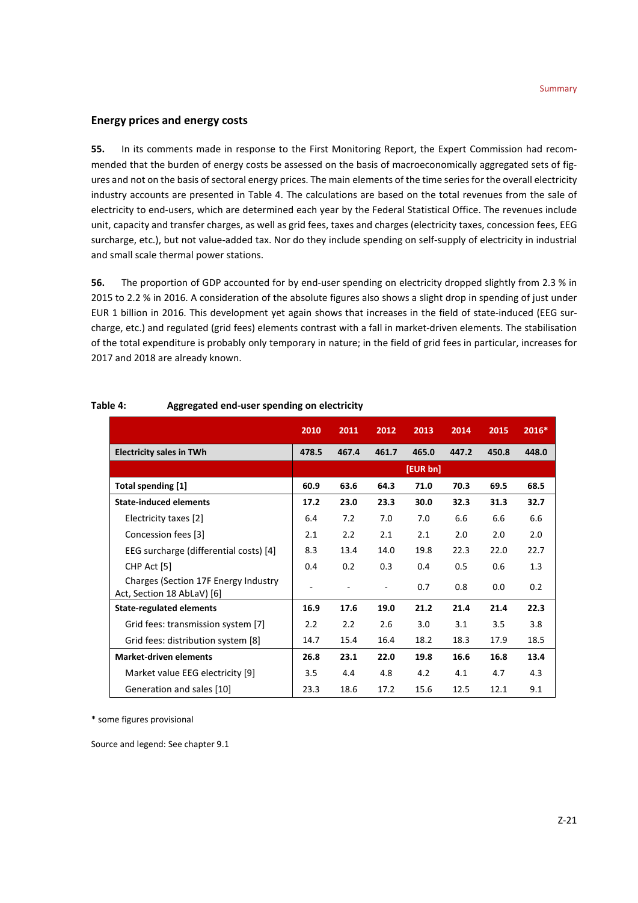## Energy prices and energy costs

**55.** In its comments made in response to the First Monitoring Report, the Expert Commission had recommended that the burden of energy costs be assessed on the basis of macroeconomically aggregated sets of figures and not on the basis of sectoral energy prices. The main elements of the time series for the overall electricity industry accounts are presented in Table 4. The calculations are based on the total revenues from the sale of electricity to end-users, which are determined each year by the Federal Statistical Office. The revenues include unit, capacity and transfer charges, as well as grid fees, taxes and charges (electricity taxes, concession fees, EEG surcharge, etc.), but not value-added tax. Nor do they include spending on self-supply of electricity in industrial and small scale thermal power stations.

**56.** The proportion of GDP accounted for by end-user spending on electricity dropped slightly from 2.3 % in 2015 to 2.2 % in 2016. A consideration of the absolute figures also shows a slight drop in spending of just under EUR 1 billion in 2016. This development yet again shows that increases in the field of state-induced (EEG surcharge, etc.) and regulated (grid fees) elements contrast with a fall in market-driven elements. The stabilisation of the total expenditure is probably only temporary in nature; in the field of grid fees in particular, increases for 2017 and 2018 are already known.

**Table 4: Aggregated end-user spending on electricity**

| | 2010 | 2011 | 2012 | 2013 | 2014 | 2015 | 2016* |
|---|---|---|---|---|---|---|---|
| **Electricity sales in TWh** | **478.5** | **467.4** | **461.7** | **465.0** | **447.2** | **450.8** | **448.0** |
| | | | | **[EUR bn]** | | | |
| **Total spending [1]** | **60.9** | **63.6** | **64.3** | **71.0** | **70.3** | **69.5** | **68.5** |
| **State-induced elements** | **17.2** | **23.0** | **23.3** | **30.0** | **32.3** | **31.3** | **32.7** |
| Electricity taxes [2] | 6.4 | 7.2 | 7.0 | 7.0 | 6.6 | 6.6 | 6.6 |
| Concession fees [3] | 2.1 | 2.2 | 2.1 | 2.1 | 2.0 | 2.0 | 2.0 |
| EEG surcharge (differential costs) [4] | 8.3 | 13.4 | 14.0 | 19.8 | 22.3 | 22.0 | 22.7 |
| CHP Act [5] | 0.4 | 0.2 | 0.3 | 0.4 | 0.5 | 0.6 | 1.3 |
| Charges (Section 17F Energy Industry Act, Section 18 AbLaV) [6] | - | - | - | 0.7 | 0.8 | 0.0 | 0.2 |
| **State-regulated elements** | **16.9** | **17.6** | **19.0** | **21.2** | **21.4** | **21.4** | **22.3** |
| Grid fees: transmission system [7] | 2.2 | 2.2 | 2.6 | 3.0 | 3.1 | 3.5 | 3.8 |
| Grid fees: distribution system [8] | 14.7 | 15.4 | 16.4 | 18.2 | 18.3 | 17.9 | 18.5 |
| **Market-driven elements** | **26.8** | **23.1** | **22.0** | **19.8** | **16.6** | **16.8** | **13.4** |
| Market value EEG electricity [9] | 3.5 | 4.4 | 4.8 | 4.2 | 4.1 | 4.7 | 4.3 |
| Generation and sales [10] | 23.3 | 18.6 | 17.2 | 15.6 | 12.5 | 12.1 | 9.1 |

* some figures provisional

Source and legend: See chapter 9.1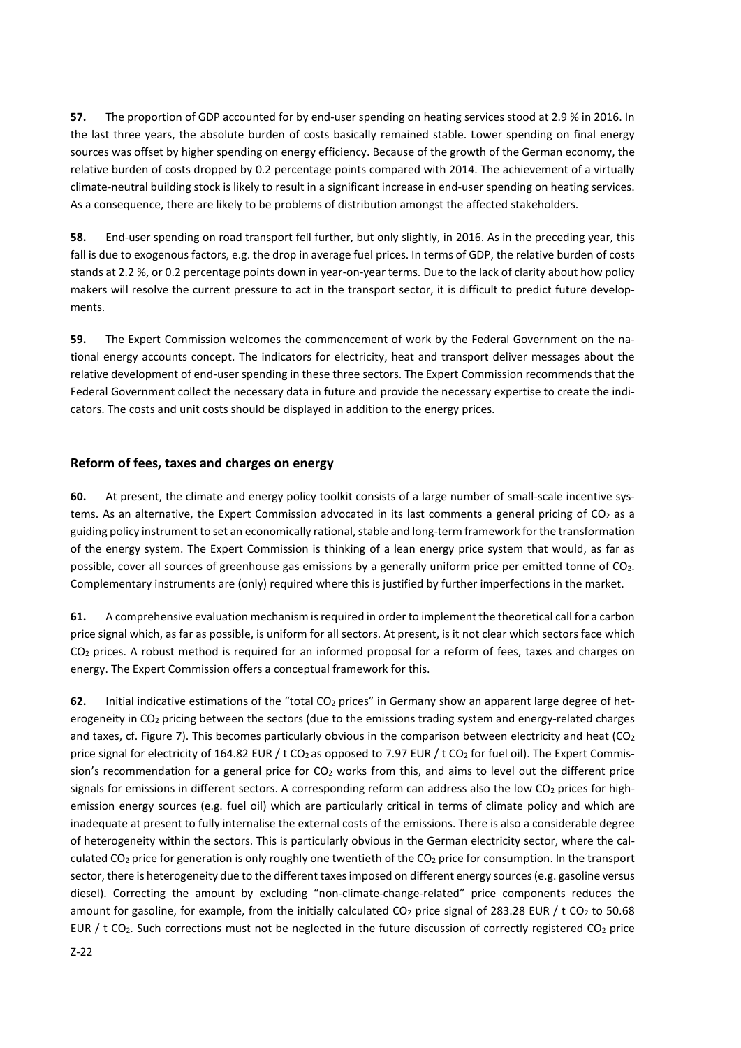**57.** The proportion of GDP accounted for by end-user spending on heating services stood at 2.9 % in 2016. In the last three years, the absolute burden of costs basically remained stable. Lower spending on final energy sources was offset by higher spending on energy efficiency. Because of the growth of the German economy, the relative burden of costs dropped by 0.2 percentage points compared with 2014. The achievement of a virtually climate-neutral building stock is likely to result in a significant increase in end-user spending on heating services. As a consequence, there are likely to be problems of distribution amongst the affected stakeholders.

**58.** End-user spending on road transport fell further, but only slightly, in 2016. As in the preceding year, this fall is due to exogenous factors, e.g. the drop in average fuel prices. In terms of GDP, the relative burden of costs stands at 2.2 %, or 0.2 percentage points down in year-on-year terms. Due to the lack of clarity about how policy makers will resolve the current pressure to act in the transport sector, it is difficult to predict future developments.

**59.** The Expert Commission welcomes the commencement of work by the Federal Government on the national energy accounts concept. The indicators for electricity, heat and transport deliver messages about the relative development of end-user spending in these three sectors. The Expert Commission recommends that the Federal Government collect the necessary data in future and provide the necessary expertise to create the indicators. The costs and unit costs should be displayed in addition to the energy prices.

## Reform of fees, taxes and charges on energy

**60.** At present, the climate and energy policy toolkit consists of a large number of small-scale incentive systems. As an alternative, the Expert Commission advocated in its last comments a general pricing of $CO_2$ as a guiding policy instrument to set an economically rational, stable and long-term framework for the transformation of the energy system. The Expert Commission is thinking of a lean energy price system that would, as far as possible, cover all sources of greenhouse gas emissions by a generally uniform price per emitted tonne of $CO_2$. Complementary instruments are (only) required where this is justified by further imperfections in the market.

**61.** A comprehensive evaluation mechanism is required in order to implement the theoretical call for a carbon price signal which, as far as possible, is uniform for all sectors. At present, is it not clear which sectors face which $CO_2$ prices. A robust method is required for an informed proposal for a reform of fees, taxes and charges on energy. The Expert Commission offers a conceptual framework for this.

**62.** Initial indicative estimations of the "total $CO_2$ prices" in Germany show an apparent large degree of heterogeneity in $CO_2$ pricing between the sectors (due to the emissions trading system and energy-related charges and taxes, cf. Figure 7). This becomes particularly obvious in the comparison between electricity and heat ($CO_2$ price signal for electricity of 164.82 EUR / t $CO_2$ as opposed to 7.97 EUR / t $CO_2$ for fuel oil). The Expert Commission's recommendation for a general price for $CO_2$ works from this, and aims to level out the different price signals for emissions in different sectors. A corresponding reform can address also the low $CO_2$ prices for high-emission energy sources (e.g. fuel oil) which are particularly critical in terms of climate policy and which are inadequate at present to fully internalise the external costs of the emissions. There is also a considerable degree of heterogeneity within the sectors. This is particularly obvious in the German electricity sector, where the calculated $CO_2$ price for generation is only roughly one twentieth of the $CO_2$ price for consumption. In the transport sector, there is heterogeneity due to the different taxes imposed on different energy sources (e.g. gasoline versus diesel). Correcting the amount by excluding "non-climate-change-related" price components reduces the amount for gasoline, for example, from the initially calculated $CO_2$ price signal of 283.28 EUR / t $CO_2$ to 50.68 EUR / t $CO_2$. Such corrections must not be neglected in the future discussion of correctly registered $CO_2$ price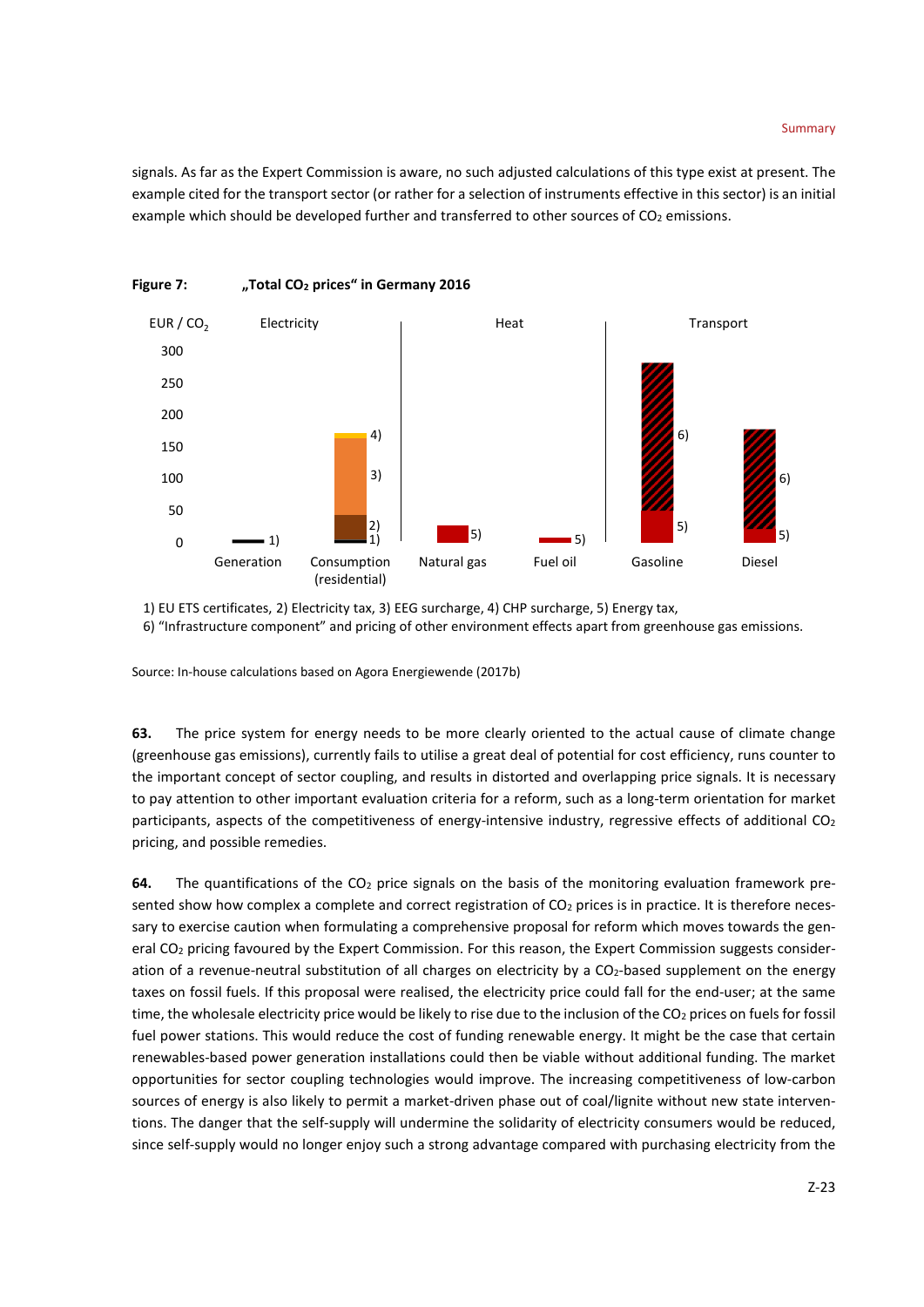signals. As far as the Expert Commission is aware, no such adjusted calculations of this type exist at present. The example cited for the transport sector (or rather for a selection of instruments effective in this sector) is an initial example which should be developed further and transferred to other sources of $CO_2$ emissions.

**Figure 7: „Total $CO_2$ prices" in Germany 2016**

EUR / $CO_2$

Electricity | Heat | Transport

300
250
200
150
100
50
0

Generation: 1)
Consumption (residential): 1), 2), 3), 4)
Natural gas: 5)
Fuel oil: 5)
Gasoline: 5), 6)
Diesel: 5), 6)

1) EU ETS certificates, 2) Electricity tax, 3) EEG surcharge, 4) CHP surcharge, 5) Energy tax,
6) "Infrastructure component" and pricing of other environment effects apart from greenhouse gas emissions.

Source: In-house calculations based on Agora Energiewende (2017b)

**63.** The price system for energy needs to be more clearly oriented to the actual cause of climate change (greenhouse gas emissions), currently fails to utilise a great deal of potential for cost efficiency, runs counter to the important concept of sector coupling, and results in distorted and overlapping price signals. It is necessary to pay attention to other important evaluation criteria for a reform, such as a long-term orientation for market participants, aspects of the competitiveness of energy-intensive industry, regressive effects of additional $CO_2$ pricing, and possible remedies.

**64.** The quantifications of the $CO_2$ price signals on the basis of the monitoring evaluation framework presented show how complex a complete and correct registration of $CO_2$ prices is in practice. It is therefore necessary to exercise caution when formulating a comprehensive proposal for reform which moves towards the general $CO_2$ pricing favoured by the Expert Commission. For this reason, the Expert Commission suggests consideration of a revenue-neutral substitution of all charges on electricity by a $CO_2$-based supplement on the energy taxes on fossil fuels. If this proposal were realised, the electricity price could fall for the end-user; at the same time, the wholesale electricity price would be likely to rise due to the inclusion of the $CO_2$ prices on fuels for fossil fuel power stations. This would reduce the cost of funding renewable energy. It might be the case that certain renewables-based power generation installations could then be viable without additional funding. The market opportunities for sector coupling technologies would improve. The increasing competitiveness of low-carbon sources of energy is also likely to permit a market-driven phase out of coal/lignite without new state interventions. The danger that the self-supply will undermine the solidarity of electricity consumers would be reduced, since self-supply would no longer enjoy such a strong advantage compared with purchasing electricity from the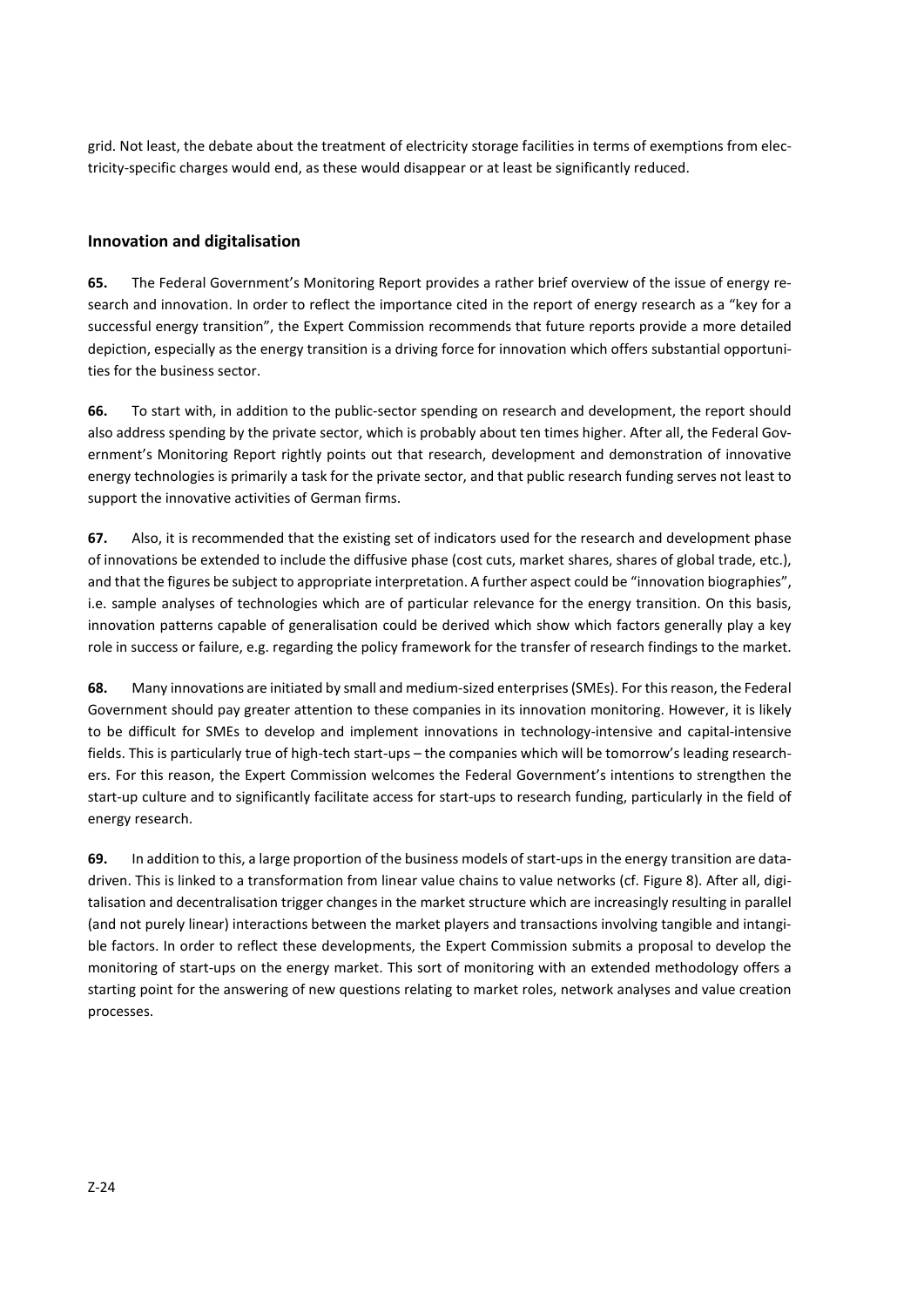grid. Not least, the debate about the treatment of electricity storage facilities in terms of exemptions from electricity-specific charges would end, as these would disappear or at least be significantly reduced.

## Innovation and digitalisation

**65.** The Federal Government's Monitoring Report provides a rather brief overview of the issue of energy research and innovation. In order to reflect the importance cited in the report of energy research as a "key for a successful energy transition", the Expert Commission recommends that future reports provide a more detailed depiction, especially as the energy transition is a driving force for innovation which offers substantial opportunities for the business sector.

**66.** To start with, in addition to the public-sector spending on research and development, the report should also address spending by the private sector, which is probably about ten times higher. After all, the Federal Government's Monitoring Report rightly points out that research, development and demonstration of innovative energy technologies is primarily a task for the private sector, and that public research funding serves not least to support the innovative activities of German firms.

**67.** Also, it is recommended that the existing set of indicators used for the research and development phase of innovations be extended to include the diffusive phase (cost cuts, market shares, shares of global trade, etc.), and that the figures be subject to appropriate interpretation. A further aspect could be "innovation biographies", i.e. sample analyses of technologies which are of particular relevance for the energy transition. On this basis, innovation patterns capable of generalisation could be derived which show which factors generally play a key role in success or failure, e.g. regarding the policy framework for the transfer of research findings to the market.

**68.** Many innovations are initiated by small and medium-sized enterprises (SMEs). For this reason, the Federal Government should pay greater attention to these companies in its innovation monitoring. However, it is likely to be difficult for SMEs to develop and implement innovations in technology-intensive and capital-intensive fields. This is particularly true of high-tech start-ups – the companies which will be tomorrow's leading researchers. For this reason, the Expert Commission welcomes the Federal Government's intentions to strengthen the start-up culture and to significantly facilitate access for start-ups to research funding, particularly in the field of energy research.

**69.** In addition to this, a large proportion of the business models of start-ups in the energy transition are data-driven. This is linked to a transformation from linear value chains to value networks (cf. Figure 8). After all, digitalisation and decentralisation trigger changes in the market structure which are increasingly resulting in parallel (and not purely linear) interactions between the market players and transactions involving tangible and intangible factors. In order to reflect these developments, the Expert Commission submits a proposal to develop the monitoring of start-ups on the energy market. This sort of monitoring with an extended methodology offers a starting point for the answering of new questions relating to market roles, network analyses and value creation processes.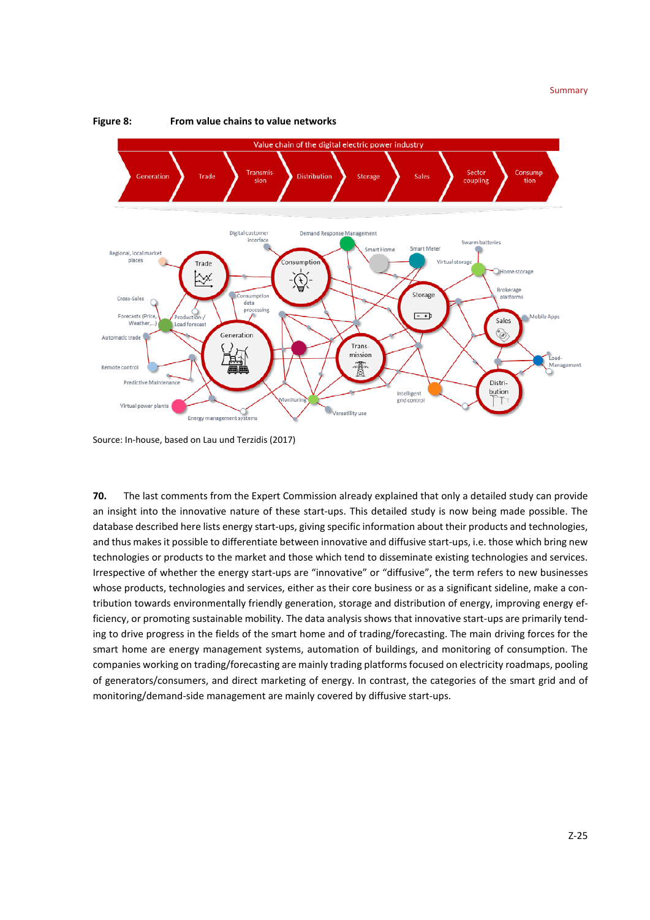**Figure 8: From value chains to value networks**

Value chain of the digital electric power industry

Generation
Trade
Transmission
Distribution
Storage
Sales
Sector coupling
Consumption

Digital customer interface
Demand Response Management
Regional, local market places
Trade
Consumption
Smart Home
Smart Meter
Swarm batteries
Virtual storage
Home storage
Cross-Sales
Consumption data processing
Storage
Brokerage platforms
Forecasts (Price, Weather,...)
Production-/Load forecast
Sales
Mobile Apps
Automatic trade
Generation
Transmission
Load-Management
Remote control
Predictive Maintenance
Intelligent grid control
Distribution
Virtual power plants
Monitoring
Versatility use
Energy management systems

Source: In-house, based on Lau und Terzidis (2017)

**70.** The last comments from the Expert Commission already explained that only a detailed study can provide an insight into the innovative nature of these start-ups. This detailed study is now being made possible. The database described here lists energy start-ups, giving specific information about their products and technologies, and thus makes it possible to differentiate between innovative and diffusive start-ups, i.e. those which bring new technologies or products to the market and those which tend to disseminate existing technologies and services. Irrespective of whether the energy start-ups are "innovative" or "diffusive", the term refers to new businesses whose products, technologies and services, either as their core business or as a significant sideline, make a contribution towards environmentally friendly generation, storage and distribution of energy, improving energy efficiency, or promoting sustainable mobility. The data analysis shows that innovative start-ups are primarily tending to drive progress in the fields of the smart home and of trading/forecasting. The main driving forces for the smart home are energy management systems, automation of buildings, and monitoring of consumption. The companies working on trading/forecasting are mainly trading platforms focused on electricity roadmaps, pooling of generators/consumers, and direct marketing of energy. In contrast, the categories of the smart grid and of monitoring/demand-side management are mainly covered by diffusive start-ups.